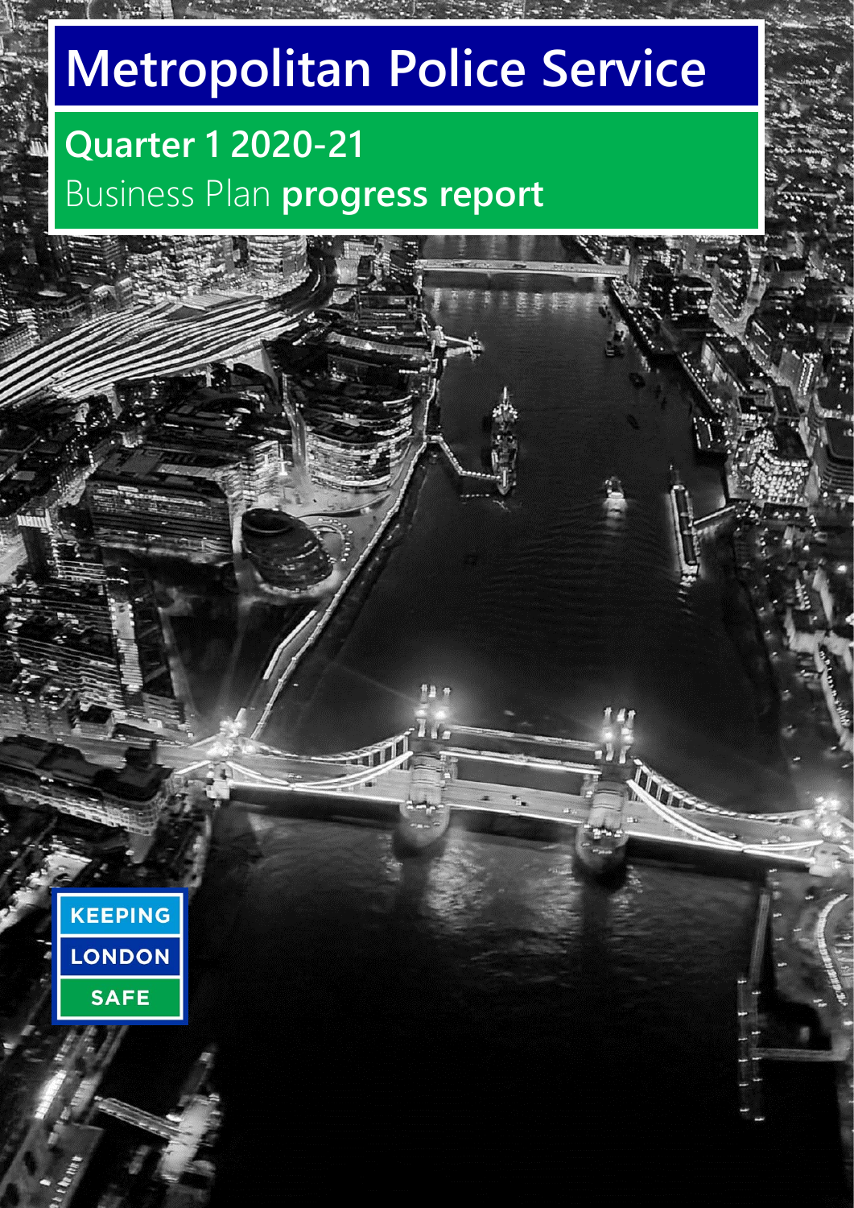# Metropolitan Police Service

## Quarter 1 2020-21

Business Plan **progress report**

KEEPING
LONDON
SAFE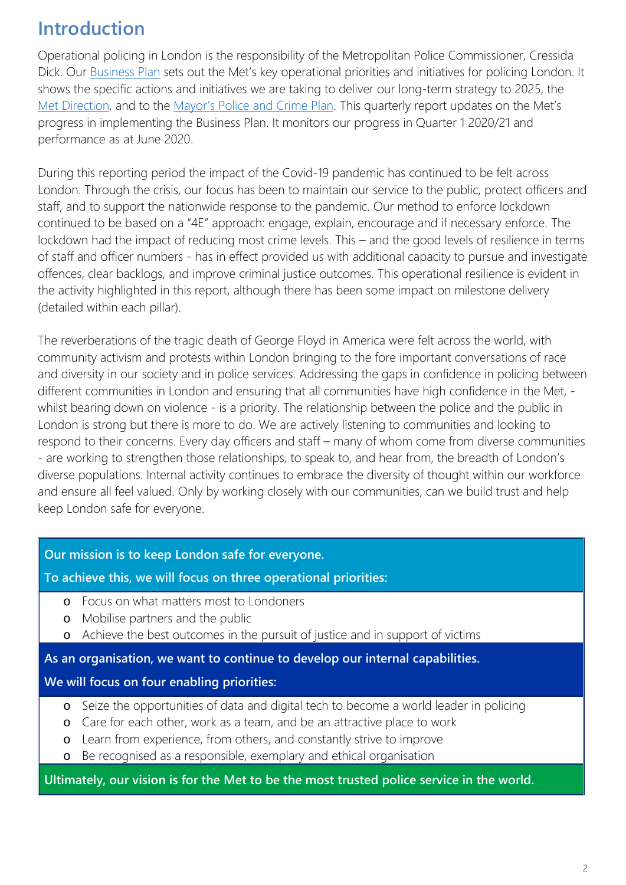# Introduction

Operational policing in London is the responsibility of the Metropolitan Police Commissioner, Cressida Dick. Our Business Plan sets out the Met's key operational priorities and initiatives for policing London. It shows the specific actions and initiatives we are taking to deliver our long-term strategy to 2025, the Met Direction, and to the Mayor's Police and Crime Plan. This quarterly report updates on the Met's progress in implementing the Business Plan. It monitors our progress in Quarter 1 2020/21 and performance as at June 2020.

During this reporting period the impact of the Covid-19 pandemic has continued to be felt across London. Through the crisis, our focus has been to maintain our service to the public, protect officers and staff, and to support the nationwide response to the pandemic. Our method to enforce lockdown continued to be based on a "4E" approach: engage, explain, encourage and if necessary enforce. The lockdown had the impact of reducing most crime levels. This – and the good levels of resilience in terms of staff and officer numbers - has in effect provided us with additional capacity to pursue and investigate offences, clear backlogs, and improve criminal justice outcomes. This operational resilience is evident in the activity highlighted in this report, although there has been some impact on milestone delivery (detailed within each pillar).

The reverberations of the tragic death of George Floyd in America were felt across the world, with community activism and protests within London bringing to the fore important conversations of race and diversity in our society and in police services. Addressing the gaps in confidence in policing between different communities in London and ensuring that all communities have high confidence in the Met, - whilst bearing down on violence - is a priority. The relationship between the police and the public in London is strong but there is more to do. We are actively listening to communities and looking to respond to their concerns. Every day officers and staff – many of whom come from diverse communities - are working to strengthen those relationships, to speak to, and hear from, the breadth of London's diverse populations. Internal activity continues to embrace the diversity of thought within our workforce and ensure all feel valued. Only by working closely with our communities, can we build trust and help keep London safe for everyone.

**Our mission is to keep London safe for everyone.**

**To achieve this, we will focus on three operational priorities:**

- Focus on what matters most to Londoners
- Mobilise partners and the public
- Achieve the best outcomes in the pursuit of justice and in support of victims

**As an organisation, we want to continue to develop our internal capabilities.**

**We will focus on four enabling priorities:**

- Seize the opportunities of data and digital tech to become a world leader in policing
- Care for each other, work as a team, and be an attractive place to work
- Learn from experience, from others, and constantly strive to improve
- Be recognised as a responsible, exemplary and ethical organisation

**Ultimately, our vision is for the Met to be the most trusted police service in the world.**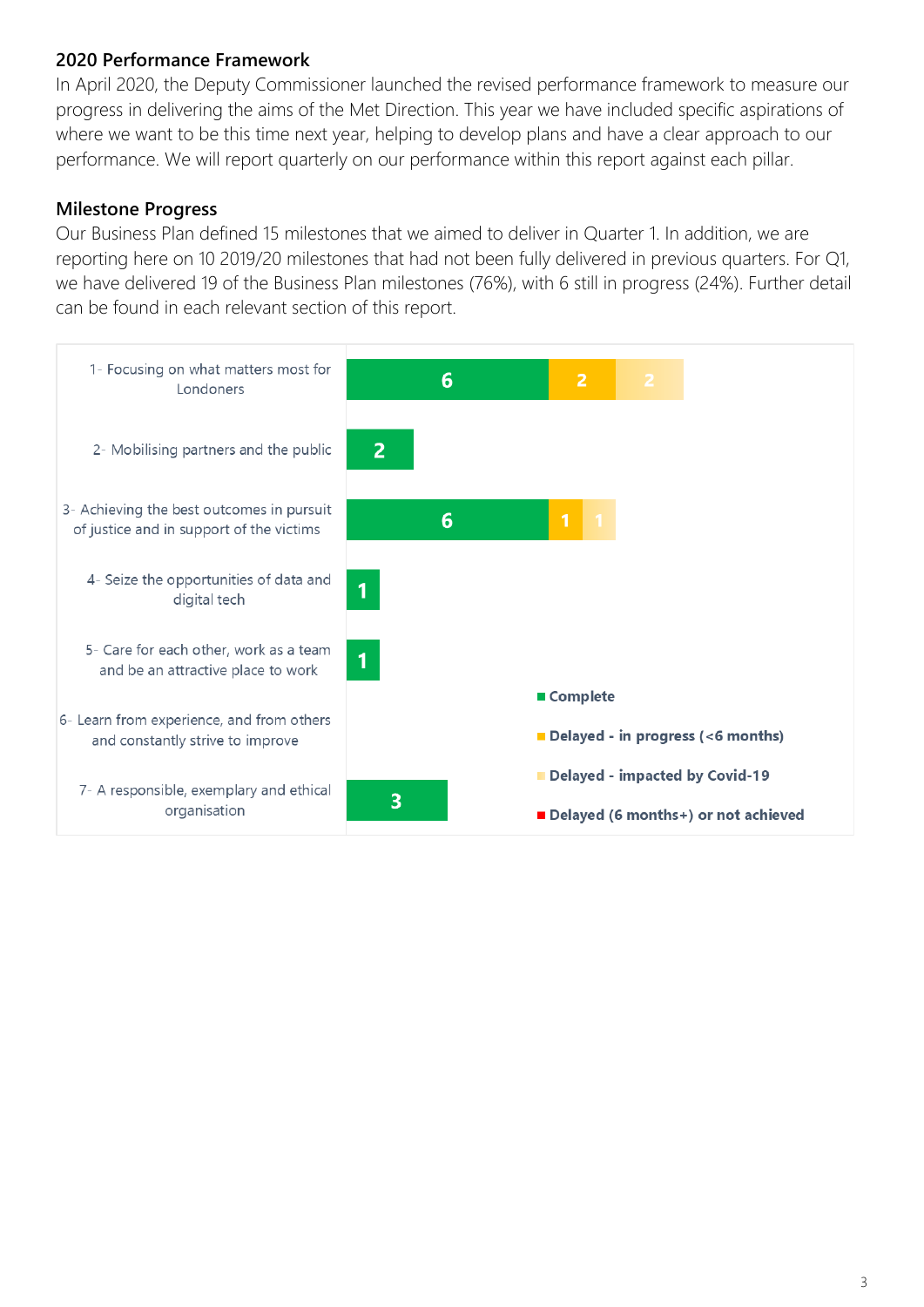## 2020 Performance Framework

In April 2020, the Deputy Commissioner launched the revised performance framework to measure our progress in delivering the aims of the Met Direction. This year we have included specific aspirations of where we want to be this time next year, helping to develop plans and have a clear approach to our performance. We will report quarterly on our performance within this report against each pillar.

## Milestone Progress

Our Business Plan defined 15 milestones that we aimed to deliver in Quarter 1. In addition, we are reporting here on 10 2019/20 milestones that had not been fully delivered in previous quarters. For Q1, we have delivered 19 of the Business Plan milestones (76%), with 6 still in progress (24%). Further detail can be found in each relevant section of this report.

| Pillar | Complete | Delayed - in progress (<6 months) | Delayed - impacted by Covid-19 | Delayed (6 months+) or not achieved |
|---|---|---|---|---|
| 1- Focusing on what matters most for Londoners | 6 | 2 | 2 | |
| 2- Mobilising partners and the public | 2 | | | |
| 3- Achieving the best outcomes in pursuit of justice and in support of the victims | 6 | 1 | 1 | |
| 4- Seize the opportunities of data and digital tech | 1 | | | |
| 5- Care for each other, work as a team and be an attractive place to work | 1 | | | |
| 6- Learn from experience, and from others and constantly strive to improve | | | | |
| 7- A responsible, exemplary and ethical organisation | 3 | | | |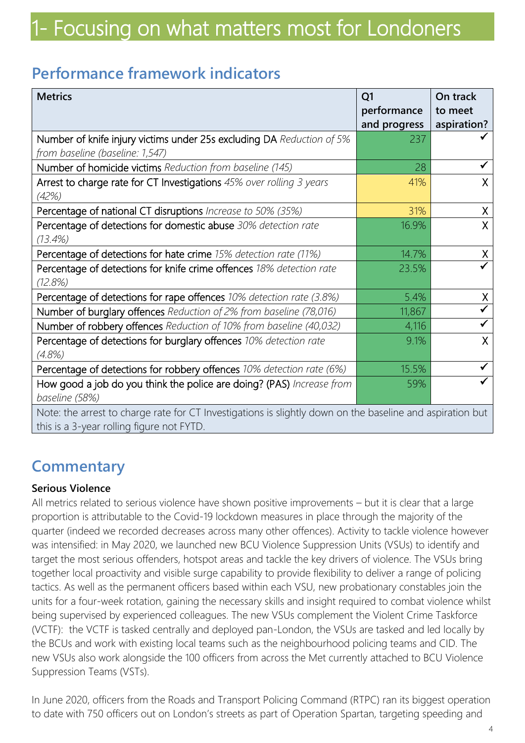# 1- Focusing on what matters most for Londoners

## Performance framework indicators

| Metrics | Q1 performance and progress | On track to meet aspiration? |
|---|---|---|
| Number of knife injury victims under 25s excluding DA *Reduction of 5% from baseline (baseline: 1,547)* | 237 | ✓ |
| Number of homicide victims *Reduction from baseline (145)* | 28 | ✓ |
| Arrest to charge rate for CT Investigations *45% over rolling 3 years (42%)* | 41% | X |
| Percentage of national CT disruptions *Increase to 50% (35%)* | 31% | X |
| Percentage of detections for domestic abuse *30% detection rate (13.4%)* | 16.9% | X |
| Percentage of detections for hate crime *15% detection rate (11%)* | 14.7% | X |
| Percentage of detections for knife crime offences *18% detection rate (12.8%)* | 23.5% | ✓ |
| Percentage of detections for rape offences *10% detection rate (3.8%)* | 5.4% | X |
| Number of burglary offences *Reduction of 2% from baseline (78,016)* | 11,867 | ✓ |
| Number of robbery offences *Reduction of 10% from baseline (40,032)* | 4,116 | ✓ |
| Percentage of detections for burglary offences *10% detection rate (4.8%)* | 9.1% | X |
| Percentage of detections for robbery offences *10% detection rate (6%)* | 15.5% | ✓ |
| How good a job do you think the police are doing? (PAS) *Increase from baseline (58%)* | 59% | ✓ |
| Note: the arrest to charge rate for CT Investigations is slightly down on the baseline and aspiration but this is a 3-year rolling figure not FYTD. | | |

## Commentary

**Serious Violence**

All metrics related to serious violence have shown positive improvements – but it is clear that a large proportion is attributable to the Covid-19 lockdown measures in place through the majority of the quarter (indeed we recorded decreases across many other offences). Activity to tackle violence however was intensified: in May 2020, we launched new BCU Violence Suppression Units (VSUs) to identify and target the most serious offenders, hotspot areas and tackle the key drivers of violence. The VSUs bring together local proactivity and visible surge capability to provide flexibility to deliver a range of policing tactics. As well as the permanent officers based within each VSU, new probationary constables join the units for a four-week rotation, gaining the necessary skills and insight required to combat violence whilst being supervised by experienced colleagues. The new VSUs complement the Violent Crime Taskforce (VCTF): the VCTF is tasked centrally and deployed pan-London, the VSUs are tasked and led locally by the BCUs and work with existing local teams such as the neighbourhood policing teams and CID. The new VSUs also work alongside the 100 officers from across the Met currently attached to BCU Violence Suppression Teams (VSTs).

In June 2020, officers from the Roads and Transport Policing Command (RTPC) ran its biggest operation to date with 750 officers out on London's streets as part of Operation Spartan, targeting speeding and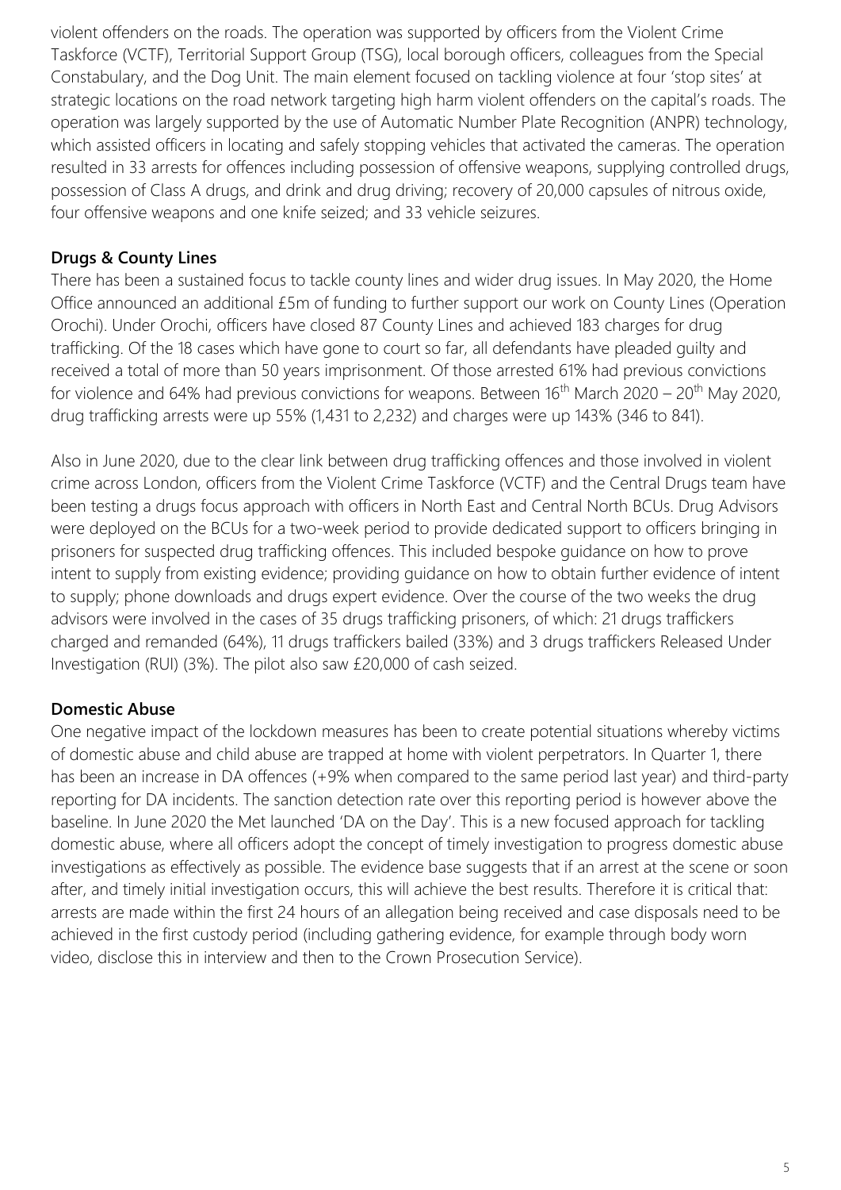violent offenders on the roads. The operation was supported by officers from the Violent Crime Taskforce (VCTF), Territorial Support Group (TSG), local borough officers, colleagues from the Special Constabulary, and the Dog Unit. The main element focused on tackling violence at four 'stop sites' at strategic locations on the road network targeting high harm violent offenders on the capital's roads. The operation was largely supported by the use of Automatic Number Plate Recognition (ANPR) technology, which assisted officers in locating and safely stopping vehicles that activated the cameras. The operation resulted in 33 arrests for offences including possession of offensive weapons, supplying controlled drugs, possession of Class A drugs, and drink and drug driving; recovery of 20,000 capsules of nitrous oxide, four offensive weapons and one knife seized; and 33 vehicle seizures.

**Drugs & County Lines**

There has been a sustained focus to tackle county lines and wider drug issues. In May 2020, the Home Office announced an additional £5m of funding to further support our work on County Lines (Operation Orochi). Under Orochi, officers have closed 87 County Lines and achieved 183 charges for drug trafficking. Of the 18 cases which have gone to court so far, all defendants have pleaded guilty and received a total of more than 50 years imprisonment. Of those arrested 61% had previous convictions for violence and 64% had previous convictions for weapons. Between 16th March 2020 – 20th May 2020, drug trafficking arrests were up 55% (1,431 to 2,232) and charges were up 143% (346 to 841).

Also in June 2020, due to the clear link between drug trafficking offences and those involved in violent crime across London, officers from the Violent Crime Taskforce (VCTF) and the Central Drugs team have been testing a drugs focus approach with officers in North East and Central North BCUs. Drug Advisors were deployed on the BCUs for a two-week period to provide dedicated support to officers bringing in prisoners for suspected drug trafficking offences. This included bespoke guidance on how to prove intent to supply from existing evidence; providing guidance on how to obtain further evidence of intent to supply; phone downloads and drugs expert evidence. Over the course of the two weeks the drug advisors were involved in the cases of 35 drugs trafficking prisoners, of which: 21 drugs traffickers charged and remanded (64%), 11 drugs traffickers bailed (33%) and 3 drugs traffickers Released Under Investigation (RUI) (3%). The pilot also saw £20,000 of cash seized.

**Domestic Abuse**

One negative impact of the lockdown measures has been to create potential situations whereby victims of domestic abuse and child abuse are trapped at home with violent perpetrators. In Quarter 1, there has been an increase in DA offences (+9% when compared to the same period last year) and third-party reporting for DA incidents. The sanction detection rate over this reporting period is however above the baseline. In June 2020 the Met launched 'DA on the Day'. This is a new focused approach for tackling domestic abuse, where all officers adopt the concept of timely investigation to progress domestic abuse investigations as effectively as possible. The evidence base suggests that if an arrest at the scene or soon after, and timely initial investigation occurs, this will achieve the best results. Therefore it is critical that: arrests are made within the first 24 hours of an allegation being received and case disposals need to be achieved in the first custody period (including gathering evidence, for example through body worn video, disclose this in interview and then to the Crown Prosecution Service).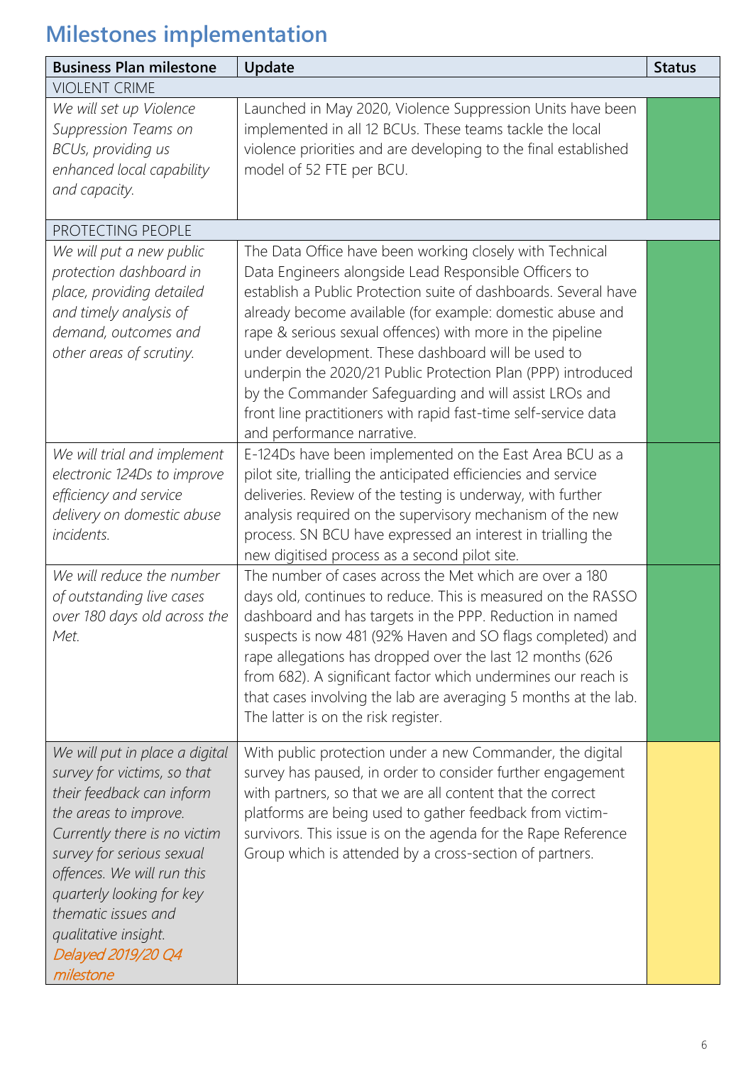## Milestones implementation

| Business Plan milestone | Update | Status |
|---|---|---|
| VIOLENT CRIME | | |
| *We will set up Violence Suppression Teams on BCUs, providing us enhanced local capability and capacity.* | Launched in May 2020, Violence Suppression Units have been implemented in all 12 BCUs. These teams tackle the local violence priorities and are developing to the final established model of 52 FTE per BCU. | |
| PROTECTING PEOPLE | | |
| *We will put a new public protection dashboard in place, providing detailed and timely analysis of demand, outcomes and other areas of scrutiny.* | The Data Office have been working closely with Technical Data Engineers alongside Lead Responsible Officers to establish a Public Protection suite of dashboards. Several have already become available (for example: domestic abuse and rape & serious sexual offences) with more in the pipeline under development. These dashboard will be used to underpin the 2020/21 Public Protection Plan (PPP) introduced by the Commander Safeguarding and will assist LROs and front line practitioners with rapid fast-time self-service data and performance narrative. | |
| *We will trial and implement electronic 124Ds to improve efficiency and service delivery on domestic abuse incidents.* | E-124Ds have been implemented on the East Area BCU as a pilot site, trialling the anticipated efficiencies and service deliveries. Review of the testing is underway, with further analysis required on the supervisory mechanism of the new process. SN BCU have expressed an interest in trialling the new digitised process as a second pilot site. | |
| *We will reduce the number of outstanding live cases over 180 days old across the Met.* | The number of cases across the Met which are over a 180 days old, continues to reduce. This is measured on the RASSO dashboard and has targets in the PPP. Reduction in named suspects is now 481 (92% Haven and SO flags completed) and rape allegations has dropped over the last 12 months (626 from 682). A significant factor which undermines our reach is that cases involving the lab are averaging 5 months at the lab. The latter is on the risk register. | |
| *We will put in place a digital survey for victims, so that their feedback can inform the areas to improve. Currently there is no victim survey for serious sexual offences. We will run this quarterly looking for key thematic issues and qualitative insight.* *Delayed 2019/20 Q4 milestone* | With public protection under a new Commander, the digital survey has paused, in order to consider further engagement with partners, so that we are all content that the correct platforms are being used to gather feedback from victim-survivors. This issue is on the agenda for the Rape Reference Group which is attended by a cross-section of partners. | |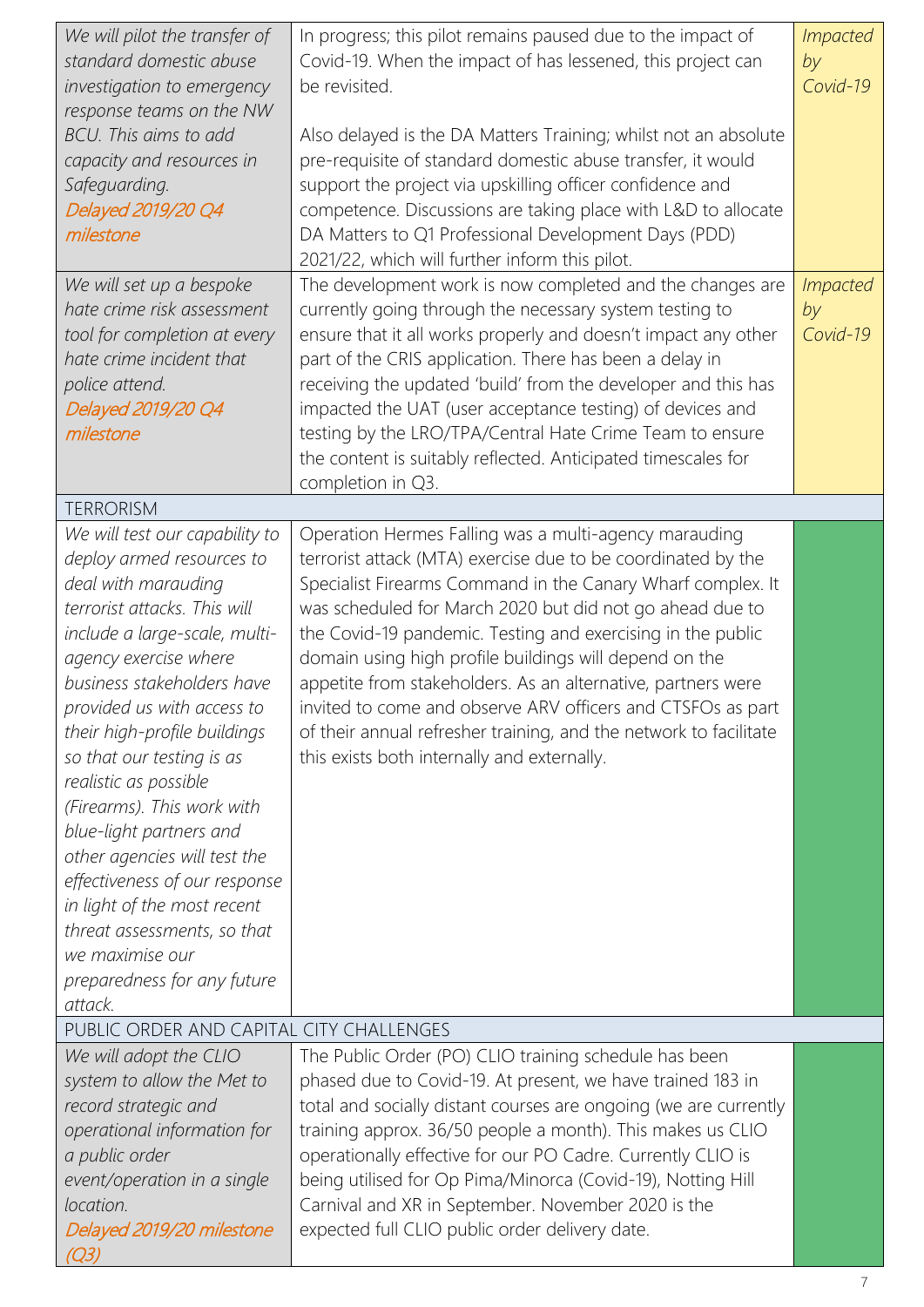| | | |
|---|---|---|
| *We will pilot the transfer of standard domestic abuse investigation to emergency response teams on the NW BCU. This aims to add capacity and resources in Safeguarding.*<br>*Delayed 2019/20 Q4 milestone* | In progress; this pilot remains paused due to the impact of Covid-19. When the impact of has lessened, this project can be revisited.<br><br>Also delayed is the DA Matters Training; whilst not an absolute pre-requisite of standard domestic abuse transfer, it would support the project via upskilling officer confidence and competence. Discussions are taking place with L&D to allocate DA Matters to Q1 Professional Development Days (PDD) 2021/22, which will further inform this pilot. | *Impacted by Covid-19* |
| *We will set up a bespoke hate crime risk assessment tool for completion at every hate crime incident that police attend.*<br>*Delayed 2019/20 Q4 milestone* | The development work is now completed and the changes are currently going through the necessary system testing to ensure that it all works properly and doesn't impact any other part of the CRIS application. There has been a delay in receiving the updated 'build' from the developer and this has impacted the UAT (user acceptance testing) of devices and testing by the LRO/TPA/Central Hate Crime Team to ensure the content is suitably reflected. Anticipated timescales for completion in Q3. | *Impacted by Covid-19* |
| TERRORISM | | |
| *We will test our capability to deploy armed resources to deal with marauding terrorist attacks. This will include a large-scale, multi-agency exercise where business stakeholders have provided us with access to their high-profile buildings so that our testing is as realistic as possible (Firearms). This work with blue-light partners and other agencies will test the effectiveness of our response in light of the most recent threat assessments, so that we maximise our preparedness for any future attack.* | Operation Hermes Falling was a multi-agency marauding terrorist attack (MTA) exercise due to be coordinated by the Specialist Firearms Command in the Canary Wharf complex. It was scheduled for March 2020 but did not go ahead due to the Covid-19 pandemic. Testing and exercising in the public domain using high profile buildings will depend on the appetite from stakeholders. As an alternative, partners were invited to come and observe ARV officers and CTSFOs as part of their annual refresher training, and the network to facilitate this exists both internally and externally. | |
| PUBLIC ORDER AND CAPITAL CITY CHALLENGES | | |
| *We will adopt the CLIO system to allow the Met to record strategic and operational information for a public order event/operation in a single location.*<br>*Delayed 2019/20 milestone (Q3)* | The Public Order (PO) CLIO training schedule has been phased due to Covid-19. At present, we have trained 183 in total and socially distant courses are ongoing (we are currently training approx. 36/50 people a month). This makes us CLIO operationally effective for our PO Cadre. Currently CLIO is being utilised for Op Pima/Minorca (Covid-19), Notting Hill Carnival and XR in September. November 2020 is the expected full CLIO public order delivery date. | |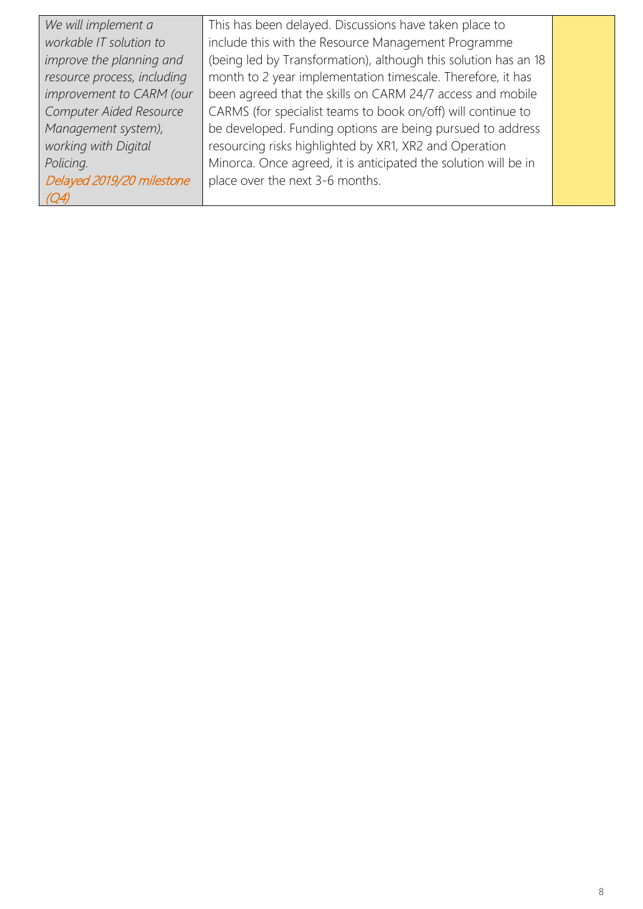| | | |
|---|---|---|
| *We will implement a workable IT solution to improve the planning and resource process, including improvement to CARM (our Computer Aided Resource Management system), working with Digital Policing.* *Delayed 2019/20 milestone (Q4)* | This has been delayed. Discussions have taken place to include this with the Resource Management Programme (being led by Transformation), although this solution has an 18 month to 2 year implementation timescale. Therefore, it has been agreed that the skills on CARM 24/7 access and mobile CARMS (for specialist teams to book on/off) will continue to be developed. Funding options are being pursued to address resourcing risks highlighted by XR1, XR2 and Operation Minorca. Once agreed, it is anticipated the solution will be in place over the next 3-6 months. | |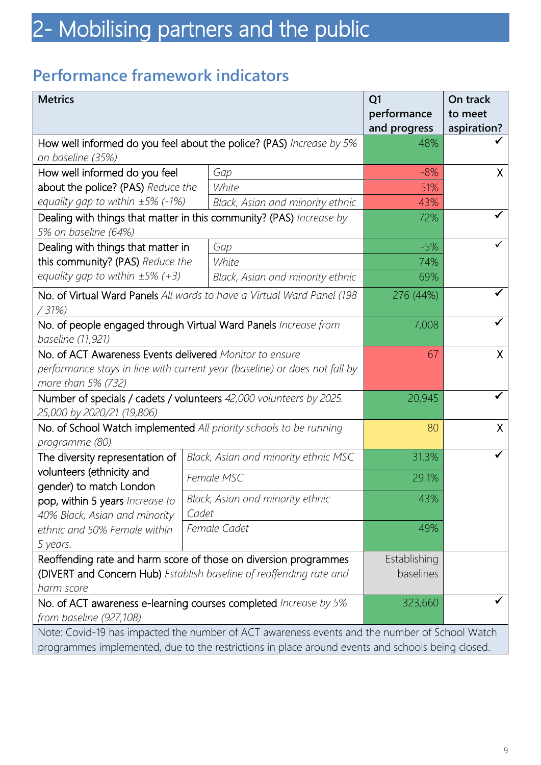# 2- Mobilising partners and the public

## Performance framework indicators

| Metrics | | Q1 performance and progress | On track to meet aspiration? |
|---|---|---|---|
| How well informed do you feel about the police? (PAS) *Increase by 5% on baseline (35%)* | | 48% | ✓ |
| How well informed do you feel about the police? (PAS) *Reduce the equality gap to within ±5% (-1%)* | *Gap* | -8% | X |
| | *White* | 51% | |
| | *Black, Asian and minority ethnic* | 43% | |
| Dealing with things that matter in this community? (PAS) *Increase by 5% on baseline (64%)* | | 72% | ✓ |
| Dealing with things that matter in this community? (PAS) *Reduce the equality gap to within ±5% (+3)* | *Gap* | -5% | ✓ |
| | *White* | 74% | |
| | *Black, Asian and minority ethnic* | 69% | |
| No. of Virtual Ward Panels *All wards to have a Virtual Ward Panel (198 / 31%)* | | 276 (44%) | ✓ |
| No. of people engaged through Virtual Ward Panels *Increase from baseline (11,921)* | | 7,008 | ✓ |
| No. of ACT Awareness Events delivered *Monitor to ensure performance stays in line with current year (baseline) or does not fall by more than 5% (732)* | | 67 | X |
| Number of specials / cadets / volunteers *42,000 volunteers by 2025. 25,000 by 2020/21 (19,806)* | | 20,945 | ✓ |
| No. of School Watch implemented *All priority schools to be running programme (80)* | | 80 | X |
| The diversity representation of volunteers (ethnicity and gender) to match London pop, within 5 years *Increase to 40% Black, Asian and minority ethnic and 50% Female within 5 years.* | *Black, Asian and minority ethnic MSC* | 31.3% | ✓ |
| | *Female MSC* | 29.1% | |
| | *Black, Asian and minority ethnic Cadet* | 43% | |
| | *Female Cadet* | 49% | |
| Reoffending rate and harm score of those on diversion programmes (DIVERT and Concern Hub) *Establish baseline of reoffending rate and harm score* | | Establishing baselines | |
| No. of ACT awareness e-learning courses completed *Increase by 5% from baseline (927,108)* | | 323,660 | ✓ |

Note: Covid-19 has impacted the number of ACT awareness events and the number of School Watch programmes implemented, due to the restrictions in place around events and schools being closed.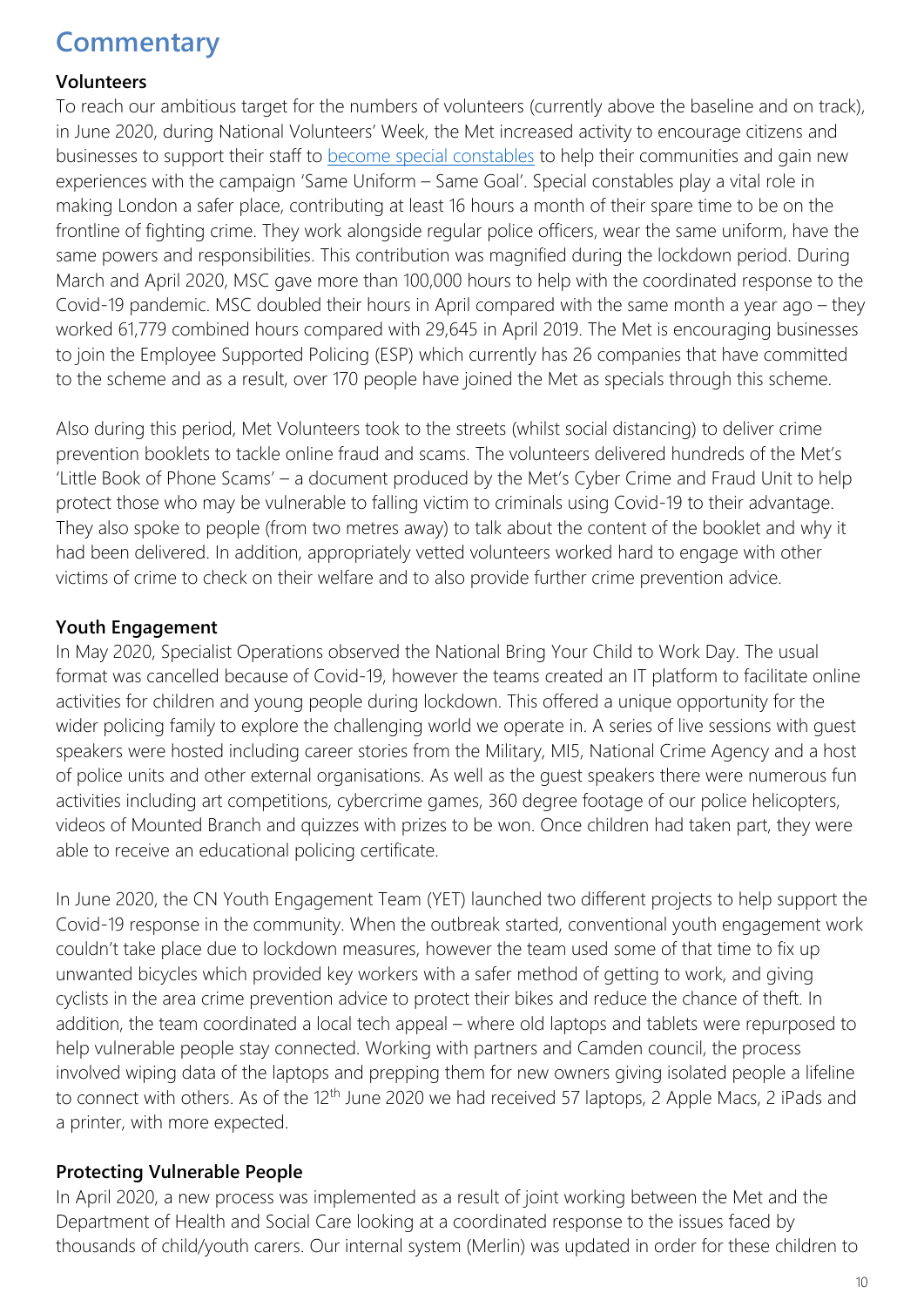# Commentary

**Volunteers**

To reach our ambitious target for the numbers of volunteers (currently above the baseline and on track), in June 2020, during National Volunteers' Week, the Met increased activity to encourage citizens and businesses to support their staff to become special constables to help their communities and gain new experiences with the campaign 'Same Uniform – Same Goal'. Special constables play a vital role in making London a safer place, contributing at least 16 hours a month of their spare time to be on the frontline of fighting crime. They work alongside regular police officers, wear the same uniform, have the same powers and responsibilities. This contribution was magnified during the lockdown period. During March and April 2020, MSC gave more than 100,000 hours to help with the coordinated response to the Covid-19 pandemic. MSC doubled their hours in April compared with the same month a year ago – they worked 61,779 combined hours compared with 29,645 in April 2019. The Met is encouraging businesses to join the Employee Supported Policing (ESP) which currently has 26 companies that have committed to the scheme and as a result, over 170 people have joined the Met as specials through this scheme.

Also during this period, Met Volunteers took to the streets (whilst social distancing) to deliver crime prevention booklets to tackle online fraud and scams. The volunteers delivered hundreds of the Met's 'Little Book of Phone Scams' – a document produced by the Met's Cyber Crime and Fraud Unit to help protect those who may be vulnerable to falling victim to criminals using Covid-19 to their advantage. They also spoke to people (from two metres away) to talk about the content of the booklet and why it had been delivered. In addition, appropriately vetted volunteers worked hard to engage with other victims of crime to check on their welfare and to also provide further crime prevention advice.

**Youth Engagement**

In May 2020, Specialist Operations observed the National Bring Your Child to Work Day. The usual format was cancelled because of Covid-19, however the teams created an IT platform to facilitate online activities for children and young people during lockdown. This offered a unique opportunity for the wider policing family to explore the challenging world we operate in. A series of live sessions with guest speakers were hosted including career stories from the Military, MI5, National Crime Agency and a host of police units and other external organisations. As well as the guest speakers there were numerous fun activities including art competitions, cybercrime games, 360 degree footage of our police helicopters, videos of Mounted Branch and quizzes with prizes to be won. Once children had taken part, they were able to receive an educational policing certificate.

In June 2020, the CN Youth Engagement Team (YET) launched two different projects to help support the Covid-19 response in the community. When the outbreak started, conventional youth engagement work couldn't take place due to lockdown measures, however the team used some of that time to fix up unwanted bicycles which provided key workers with a safer method of getting to work, and giving cyclists in the area crime prevention advice to protect their bikes and reduce the chance of theft. In addition, the team coordinated a local tech appeal – where old laptops and tablets were repurposed to help vulnerable people stay connected. Working with partners and Camden council, the process involved wiping data of the laptops and prepping them for new owners giving isolated people a lifeline to connect with others. As of the 12th June 2020 we had received 57 laptops, 2 Apple Macs, 2 iPads and a printer, with more expected.

**Protecting Vulnerable People**

In April 2020, a new process was implemented as a result of joint working between the Met and the Department of Health and Social Care looking at a coordinated response to the issues faced by thousands of child/youth carers. Our internal system (Merlin) was updated in order for these children to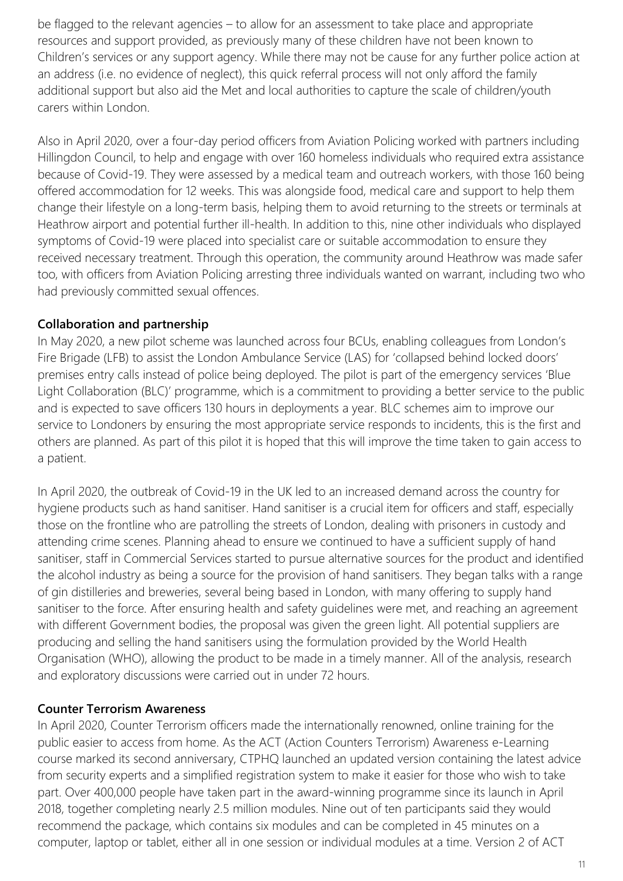be flagged to the relevant agencies – to allow for an assessment to take place and appropriate resources and support provided, as previously many of these children have not been known to Children's services or any support agency. While there may not be cause for any further police action at an address (i.e. no evidence of neglect), this quick referral process will not only afford the family additional support but also aid the Met and local authorities to capture the scale of children/youth carers within London.

Also in April 2020, over a four-day period officers from Aviation Policing worked with partners including Hillingdon Council, to help and engage with over 160 homeless individuals who required extra assistance because of Covid-19. They were assessed by a medical team and outreach workers, with those 160 being offered accommodation for 12 weeks. This was alongside food, medical care and support to help them change their lifestyle on a long-term basis, helping them to avoid returning to the streets or terminals at Heathrow airport and potential further ill-health. In addition to this, nine other individuals who displayed symptoms of Covid-19 were placed into specialist care or suitable accommodation to ensure they received necessary treatment. Through this operation, the community around Heathrow was made safer too, with officers from Aviation Policing arresting three individuals wanted on warrant, including two who had previously committed sexual offences.

**Collaboration and partnership**

In May 2020, a new pilot scheme was launched across four BCUs, enabling colleagues from London's Fire Brigade (LFB) to assist the London Ambulance Service (LAS) for 'collapsed behind locked doors' premises entry calls instead of police being deployed. The pilot is part of the emergency services 'Blue Light Collaboration (BLC)' programme, which is a commitment to providing a better service to the public and is expected to save officers 130 hours in deployments a year. BLC schemes aim to improve our service to Londoners by ensuring the most appropriate service responds to incidents, this is the first and others are planned. As part of this pilot it is hoped that this will improve the time taken to gain access to a patient.

In April 2020, the outbreak of Covid-19 in the UK led to an increased demand across the country for hygiene products such as hand sanitiser. Hand sanitiser is a crucial item for officers and staff, especially those on the frontline who are patrolling the streets of London, dealing with prisoners in custody and attending crime scenes. Planning ahead to ensure we continued to have a sufficient supply of hand sanitiser, staff in Commercial Services started to pursue alternative sources for the product and identified the alcohol industry as being a source for the provision of hand sanitisers. They began talks with a range of gin distilleries and breweries, several being based in London, with many offering to supply hand sanitiser to the force. After ensuring health and safety guidelines were met, and reaching an agreement with different Government bodies, the proposal was given the green light. All potential suppliers are producing and selling the hand sanitisers using the formulation provided by the World Health Organisation (WHO), allowing the product to be made in a timely manner. All of the analysis, research and exploratory discussions were carried out in under 72 hours.

**Counter Terrorism Awareness**

In April 2020, Counter Terrorism officers made the internationally renowned, online training for the public easier to access from home. As the ACT (Action Counters Terrorism) Awareness e-Learning course marked its second anniversary, CTPHQ launched an updated version containing the latest advice from security experts and a simplified registration system to make it easier for those who wish to take part. Over 400,000 people have taken part in the award-winning programme since its launch in April 2018, together completing nearly 2.5 million modules. Nine out of ten participants said they would recommend the package, which contains six modules and can be completed in 45 minutes on a computer, laptop or tablet, either all in one session or individual modules at a time. Version 2 of ACT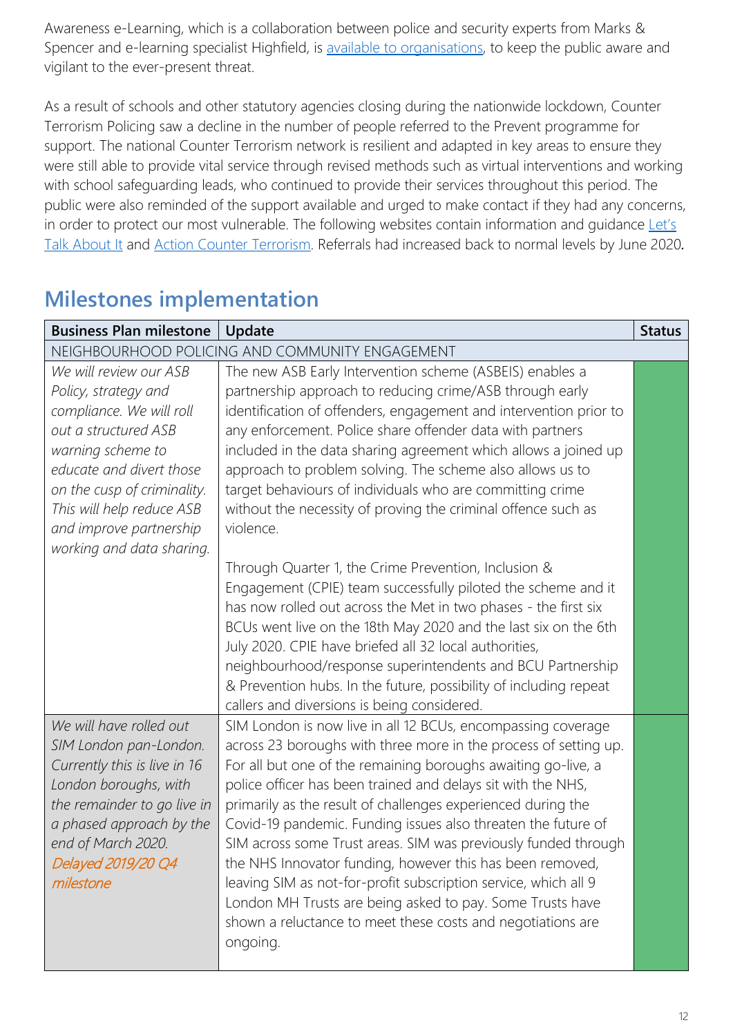Awareness e-Learning, which is a collaboration between police and security experts from Marks & Spencer and e-learning specialist Highfield, is available to organisations, to keep the public aware and vigilant to the ever-present threat.

As a result of schools and other statutory agencies closing during the nationwide lockdown, Counter Terrorism Policing saw a decline in the number of people referred to the Prevent programme for support. The national Counter Terrorism network is resilient and adapted in key areas to ensure they were still able to provide vital service through revised methods such as virtual interventions and working with school safeguarding leads, who continued to provide their services throughout this period. The public were also reminded of the support available and urged to make contact if they had any concerns, in order to protect our most vulnerable. The following websites contain information and guidance Let's Talk About It and Action Counter Terrorism. Referrals had increased back to normal levels by June 2020.

## Milestones implementation

| Business Plan milestone | Update | Status |
|---|---|---|
| NEIGHBOURHOOD POLICING AND COMMUNITY ENGAGEMENT | | |
| *We will review our ASB Policy, strategy and compliance. We will roll out a structured ASB warning scheme to educate and divert those on the cusp of criminality. This will help reduce ASB and improve partnership working and data sharing.* | The new ASB Early Intervention scheme (ASBEIS) enables a partnership approach to reducing crime/ASB through early identification of offenders, engagement and intervention prior to any enforcement. Police share offender data with partners included in the data sharing agreement which allows a joined up approach to problem solving. The scheme also allows us to target behaviours of individuals who are committing crime without the necessity of proving the criminal offence such as violence.<br><br>Through Quarter 1, the Crime Prevention, Inclusion & Engagement (CPIE) team successfully piloted the scheme and it has now rolled out across the Met in two phases - the first six BCUs went live on the 18th May 2020 and the last six on the 6th July 2020. CPIE have briefed all 32 local authorities, neighbourhood/response superintendents and BCU Partnership & Prevention hubs. In the future, possibility of including repeat callers and diversions is being considered. | Green |
| *We will have rolled out SIM London pan-London. Currently this is live in 16 London boroughs, with the remainder to go live in a phased approach by the end of March 2020.*<br>*Delayed 2019/20 Q4 milestone* | SIM London is now live in all 12 BCUs, encompassing coverage across 23 boroughs with three more in the process of setting up. For all but one of the remaining boroughs awaiting go-live, a police officer has been trained and delays sit with the NHS, primarily as the result of challenges experienced during the Covid-19 pandemic. Funding issues also threaten the future of SIM across some Trust areas. SIM was previously funded through the NHS Innovator funding, however this has been removed, leaving SIM as not-for-profit subscription service, which all 9 London MH Trusts are being asked to pay. Some Trusts have shown a reluctance to meet these costs and negotiations are ongoing. | Green |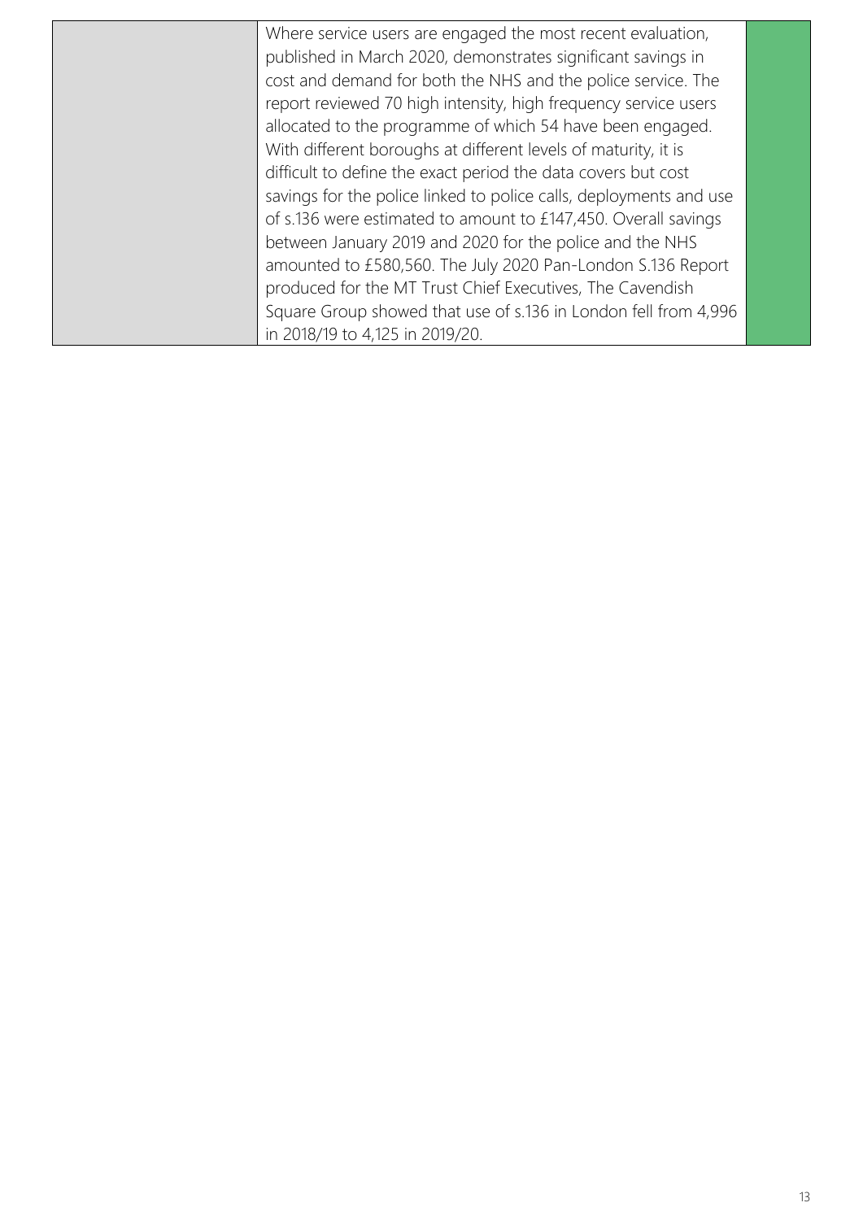|  | Where service users are engaged the most recent evaluation, published in March 2020, demonstrates significant savings in cost and demand for both the NHS and the police service. The report reviewed 70 high intensity, high frequency service users allocated to the programme of which 54 have been engaged. With different boroughs at different levels of maturity, it is difficult to define the exact period the data covers but cost savings for the police linked to police calls, deployments and use of s.136 were estimated to amount to £147,450. Overall savings between January 2019 and 2020 for the police and the NHS amounted to £580,560. The July 2020 Pan-London S.136 Report produced for the MT Trust Chief Executives, The Cavendish Square Group showed that use of s.136 in London fell from 4,996 in 2018/19 to 4,125 in 2019/20. |  |
|---|---|---|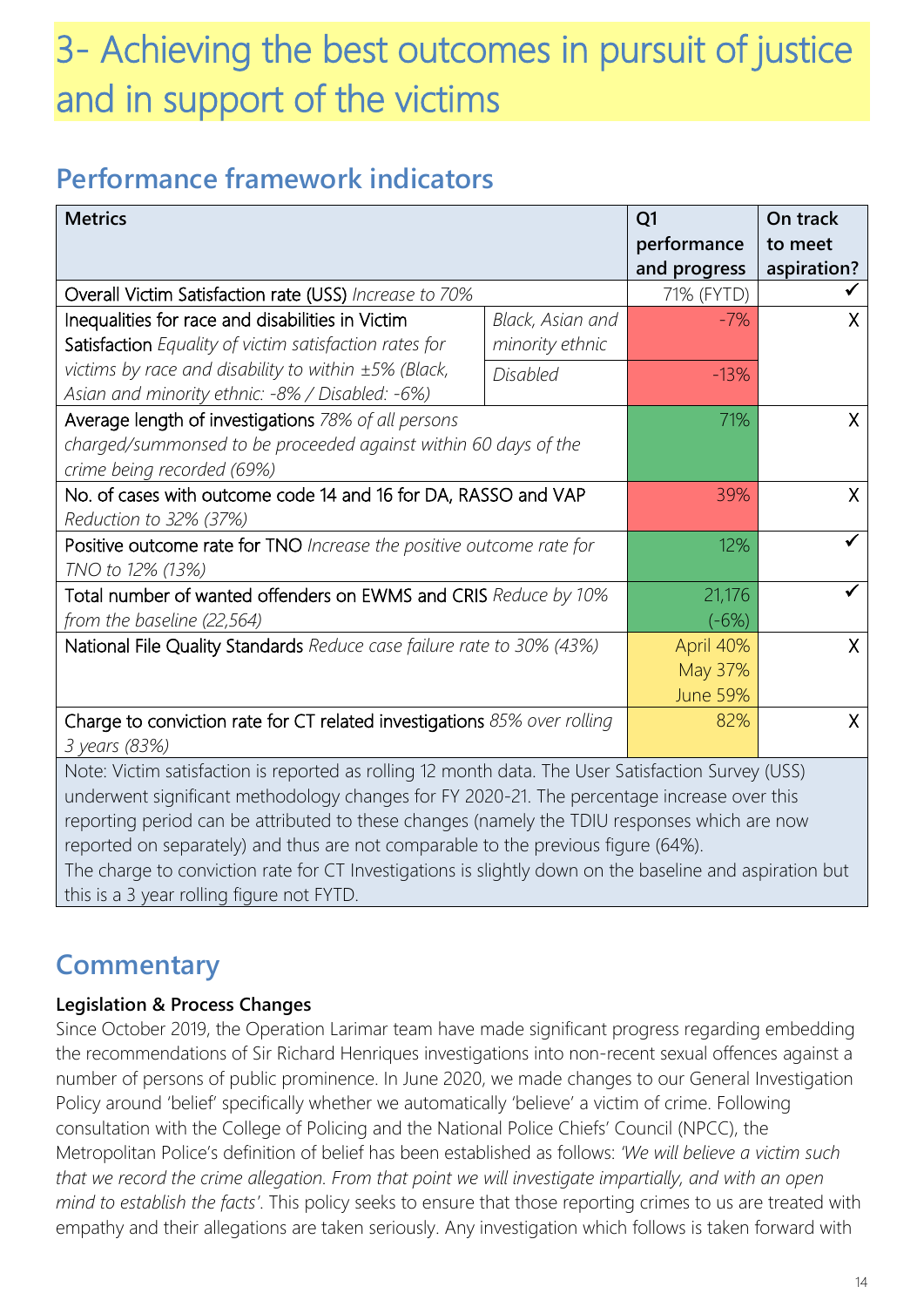# 3- Achieving the best outcomes in pursuit of justice and in support of the victims

## Performance framework indicators

| Metrics | | Q1 performance and progress | On track to meet aspiration? |
|---|---|---|---|
| Overall Victim Satisfaction rate (USS) *Increase to 70%* | | 71% (FYTD) | ✓ |
| Inequalities for race and disabilities in Victim Satisfaction *Equality of victim satisfaction rates for victims by race and disability to within ±5% (Black, Asian and minority ethnic: -8% / Disabled: -6%)* | *Black, Asian and minority ethnic* | -7% | X |
| | *Disabled* | -13% | |
| Average length of investigations *78% of all persons charged/summonsed to be proceeded against within 60 days of the crime being recorded (69%)* | | 71% | X |
| No. of cases with outcome code 14 and 16 for DA, RASSO and VAP *Reduction to 32% (37%)* | | 39% | X |
| Positive outcome rate for TNO *Increase the positive outcome rate for TNO to 12% (13%)* | | 12% | ✓ |
| Total number of wanted offenders on EWMS and CRIS *Reduce by 10% from the baseline (22,564)* | | 21,176 (-6%) | ✓ |
| National File Quality Standards *Reduce case failure rate to 30% (43%)* | | April 40%<br>May 37%<br>June 59% | X |
| Charge to conviction rate for CT related investigations *85% over rolling 3 years (83%)* | | 82% | X |

Note: Victim satisfaction is reported as rolling 12 month data. The User Satisfaction Survey (USS) underwent significant methodology changes for FY 2020-21. The percentage increase over this reporting period can be attributed to these changes (namely the TDIU responses which are now reported on separately) and thus are not comparable to the previous figure (64%).
The charge to conviction rate for CT Investigations is slightly down on the baseline and aspiration but this is a 3 year rolling figure not FYTD.

## Commentary

**Legislation & Process Changes**

Since October 2019, the Operation Larimar team have made significant progress regarding embedding the recommendations of Sir Richard Henriques investigations into non-recent sexual offences against a number of persons of public prominence. In June 2020, we made changes to our General Investigation Policy around 'belief' specifically whether we automatically 'believe' a victim of crime. Following consultation with the College of Policing and the National Police Chiefs' Council (NPCC), the Metropolitan Police's definition of belief has been established as follows: *'We will believe a victim such that we record the crime allegation. From that point we will investigate impartially, and with an open mind to establish the facts'*. This policy seeks to ensure that those reporting crimes to us are treated with empathy and their allegations are taken seriously. Any investigation which follows is taken forward with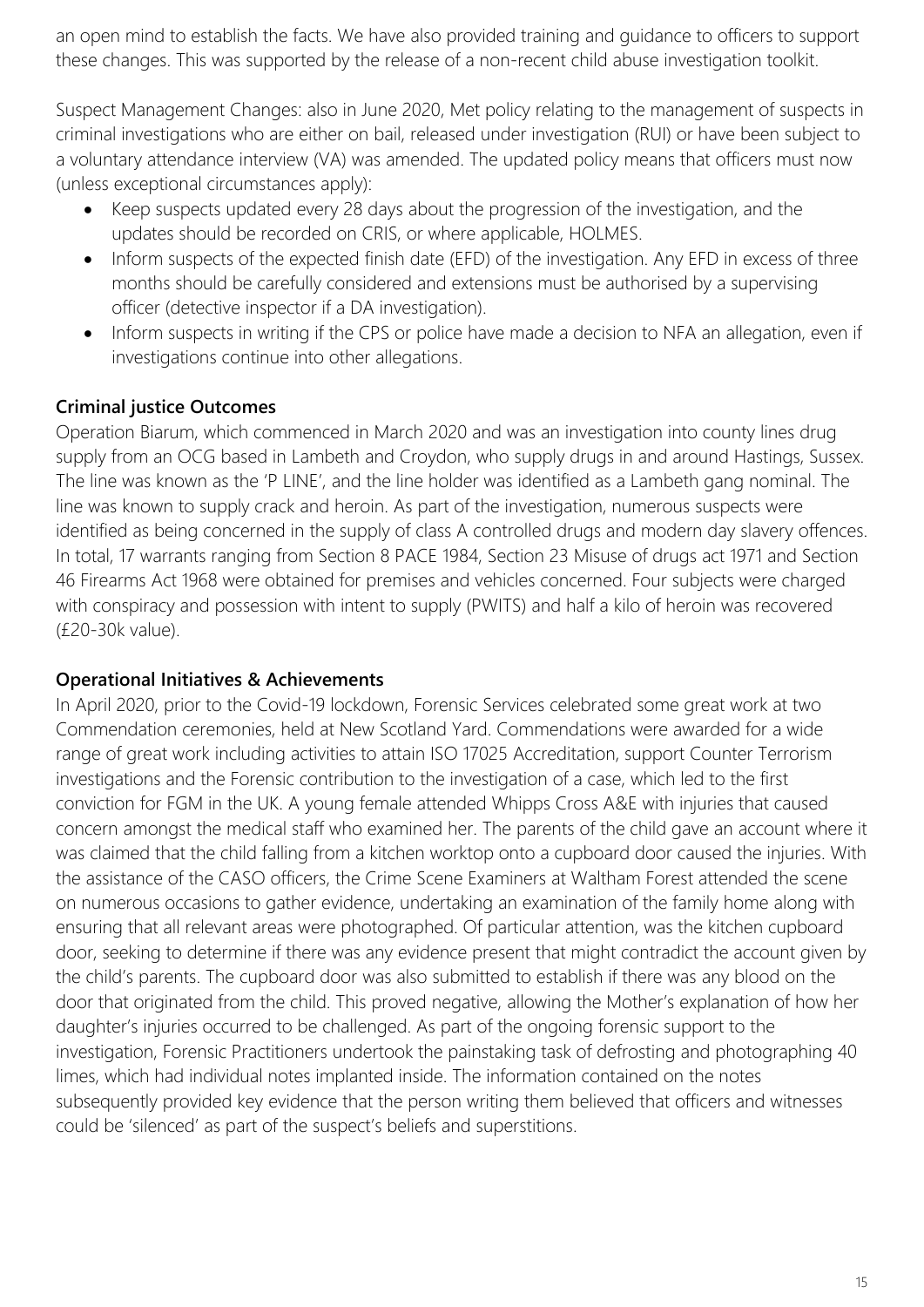an open mind to establish the facts. We have also provided training and guidance to officers to support these changes. This was supported by the release of a non-recent child abuse investigation toolkit.

Suspect Management Changes: also in June 2020, Met policy relating to the management of suspects in criminal investigations who are either on bail, released under investigation (RUI) or have been subject to a voluntary attendance interview (VA) was amended. The updated policy means that officers must now (unless exceptional circumstances apply):

- Keep suspects updated every 28 days about the progression of the investigation, and the updates should be recorded on CRIS, or where applicable, HOLMES.
- Inform suspects of the expected finish date (EFD) of the investigation. Any EFD in excess of three months should be carefully considered and extensions must be authorised by a supervising officer (detective inspector if a DA investigation).
- Inform suspects in writing if the CPS or police have made a decision to NFA an allegation, even if investigations continue into other allegations.

**Criminal justice Outcomes**

Operation Biarum, which commenced in March 2020 and was an investigation into county lines drug supply from an OCG based in Lambeth and Croydon, who supply drugs in and around Hastings, Sussex. The line was known as the 'P LINE', and the line holder was identified as a Lambeth gang nominal. The line was known to supply crack and heroin. As part of the investigation, numerous suspects were identified as being concerned in the supply of class A controlled drugs and modern day slavery offences. In total, 17 warrants ranging from Section 8 PACE 1984, Section 23 Misuse of drugs act 1971 and Section 46 Firearms Act 1968 were obtained for premises and vehicles concerned. Four subjects were charged with conspiracy and possession with intent to supply (PWITS) and half a kilo of heroin was recovered (£20-30k value).

**Operational Initiatives & Achievements**

In April 2020, prior to the Covid-19 lockdown, Forensic Services celebrated some great work at two Commendation ceremonies, held at New Scotland Yard. Commendations were awarded for a wide range of great work including activities to attain ISO 17025 Accreditation, support Counter Terrorism investigations and the Forensic contribution to the investigation of a case, which led to the first conviction for FGM in the UK. A young female attended Whipps Cross A&E with injuries that caused concern amongst the medical staff who examined her. The parents of the child gave an account where it was claimed that the child falling from a kitchen worktop onto a cupboard door caused the injuries. With the assistance of the CASO officers, the Crime Scene Examiners at Waltham Forest attended the scene on numerous occasions to gather evidence, undertaking an examination of the family home along with ensuring that all relevant areas were photographed. Of particular attention, was the kitchen cupboard door, seeking to determine if there was any evidence present that might contradict the account given by the child's parents. The cupboard door was also submitted to establish if there was any blood on the door that originated from the child. This proved negative, allowing the Mother's explanation of how her daughter's injuries occurred to be challenged. As part of the ongoing forensic support to the investigation, Forensic Practitioners undertook the painstaking task of defrosting and photographing 40 limes, which had individual notes implanted inside. The information contained on the notes subsequently provided key evidence that the person writing them believed that officers and witnesses could be 'silenced' as part of the suspect's beliefs and superstitions.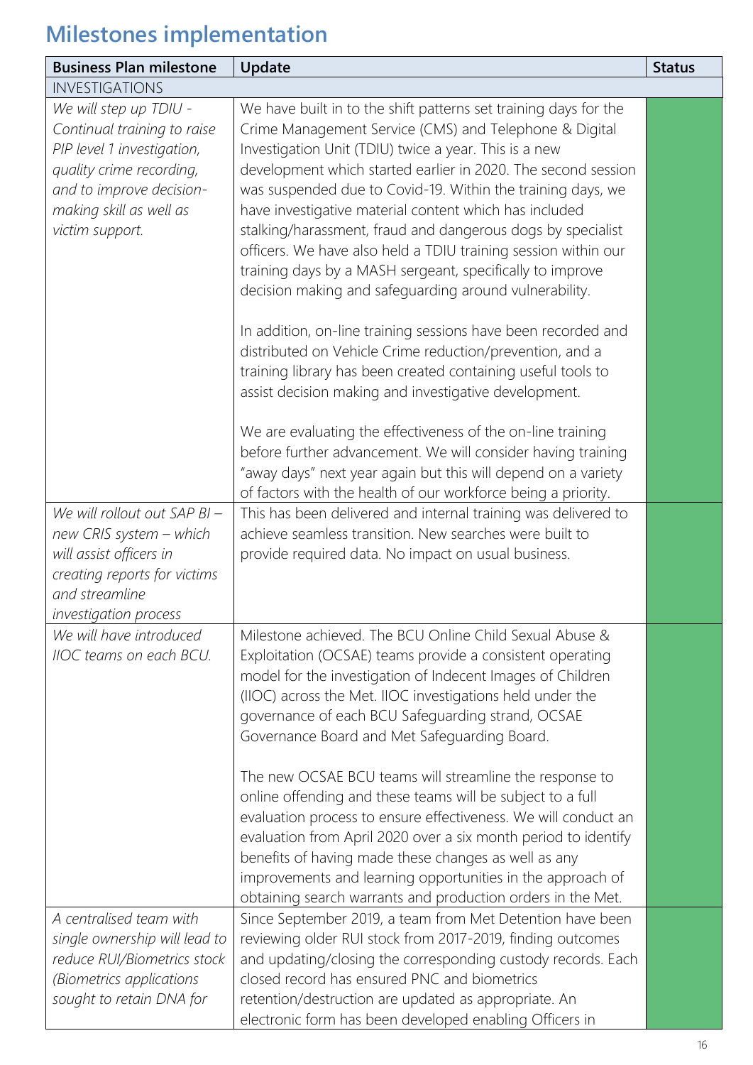## Milestones implementation

| Business Plan milestone | Update | Status |
|---|---|---|
| INVESTIGATIONS | | |
| *We will step up TDIU - Continual training to raise PIP level 1 investigation, quality crime recording, and to improve decision-making skill as well as victim support.* | We have built in to the shift patterns set training days for the Crime Management Service (CMS) and Telephone & Digital Investigation Unit (TDIU) twice a year. This is a new development which started earlier in 2020. The second session was suspended due to Covid-19. Within the training days, we have investigative material content which has included stalking/harassment, fraud and dangerous dogs by specialist officers. We have also held a TDIU training session within our training days by a MASH sergeant, specifically to improve decision making and safeguarding around vulnerability.<br><br>In addition, on-line training sessions have been recorded and distributed on Vehicle Crime reduction/prevention, and a training library has been created containing useful tools to assist decision making and investigative development.<br><br>We are evaluating the effectiveness of the on-line training before further advancement. We will consider having training "away days" next year again but this will depend on a variety of factors with the health of our workforce being a priority. | |
| *We will rollout out SAP BI – new CRIS system – which will assist officers in creating reports for victims and streamline investigation process* | This has been delivered and internal training was delivered to achieve seamless transition. New searches were built to provide required data. No impact on usual business. | |
| *We will have introduced IIOC teams on each BCU.* | Milestone achieved. The BCU Online Child Sexual Abuse & Exploitation (OCSAE) teams provide a consistent operating model for the investigation of Indecent Images of Children (IIOC) across the Met. IIOC investigations held under the governance of each BCU Safeguarding strand, OCSAE Governance Board and Met Safeguarding Board.<br><br>The new OCSAE BCU teams will streamline the response to online offending and these teams will be subject to a full evaluation process to ensure effectiveness. We will conduct an evaluation from April 2020 over a six month period to identify benefits of having made these changes as well as any improvements and learning opportunities in the approach of obtaining search warrants and production orders in the Met. | |
| *A centralised team with single ownership will lead to reduce RUI/Biometrics stock (Biometrics applications sought to retain DNA for* | Since September 2019, a team from Met Detention have been reviewing older RUI stock from 2017-2019, finding outcomes and updating/closing the corresponding custody records. Each closed record has ensured PNC and biometrics retention/destruction are updated as appropriate. An electronic form has been developed enabling Officers in | |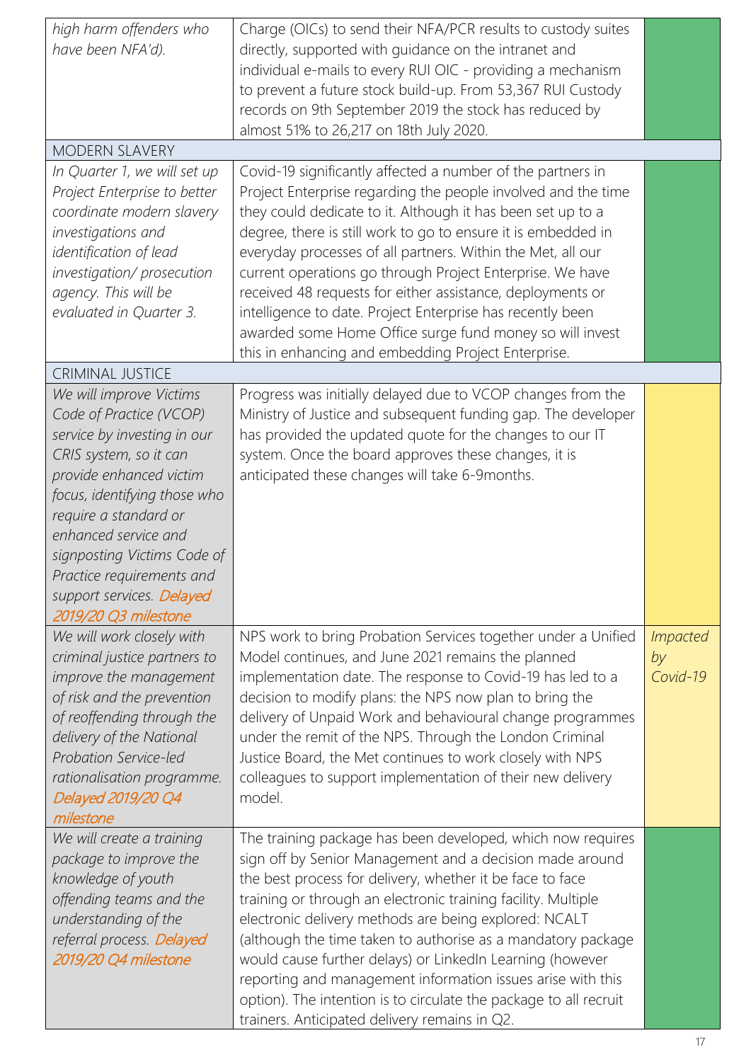| | | |
|---|---|---|
| *high harm offenders who have been NFA'd).* | Charge (OICs) to send their NFA/PCR results to custody suites directly, supported with guidance on the intranet and individual e-mails to every RUI OIC - providing a mechanism to prevent a future stock build-up. From 53,367 RUI Custody records on 9th September 2019 the stock has reduced by almost 51% to 26,217 on 18th July 2020. | |
| MODERN SLAVERY | | |
| *In Quarter 1, we will set up Project Enterprise to better coordinate modern slavery investigations and identification of lead investigation/ prosecution agency. This will be evaluated in Quarter 3.* | Covid-19 significantly affected a number of the partners in Project Enterprise regarding the people involved and the time they could dedicate to it. Although it has been set up to a degree, there is still work to go to ensure it is embedded in everyday processes of all partners. Within the Met, all our current operations go through Project Enterprise. We have received 48 requests for either assistance, deployments or intelligence to date. Project Enterprise has recently been awarded some Home Office surge fund money so will invest this in enhancing and embedding Project Enterprise. | |
| CRIMINAL JUSTICE | | |
| *We will improve Victims Code of Practice (VCOP) service by investing in our CRIS system, so it can provide enhanced victim focus, identifying those who require a standard or enhanced service and signposting Victims Code of Practice requirements and support services. Delayed 2019/20 Q3 milestone* | Progress was initially delayed due to VCOP changes from the Ministry of Justice and subsequent funding gap. The developer has provided the updated quote for the changes to our IT system. Once the board approves these changes, it is anticipated these changes will take 6-9months. | |
| *We will work closely with criminal justice partners to improve the management of risk and the prevention of reoffending through the delivery of the National Probation Service-led rationalisation programme. Delayed 2019/20 Q4 milestone* | NPS work to bring Probation Services together under a Unified Model continues, and June 2021 remains the planned implementation date. The response to Covid-19 has led to a decision to modify plans: the NPS now plan to bring the delivery of Unpaid Work and behavioural change programmes under the remit of the NPS. Through the London Criminal Justice Board, the Met continues to work closely with NPS colleagues to support implementation of their new delivery model. | *Impacted by Covid-19* |
| *We will create a training package to improve the knowledge of youth offending teams and the understanding of the referral process. Delayed 2019/20 Q4 milestone* | The training package has been developed, which now requires sign off by Senior Management and a decision made around the best process for delivery, whether it be face to face training or through an electronic training facility. Multiple electronic delivery methods are being explored: NCALT (although the time taken to authorise as a mandatory package would cause further delays) or LinkedIn Learning (however reporting and management information issues arise with this option). The intention is to circulate the package to all recruit trainers. Anticipated delivery remains in Q2. | |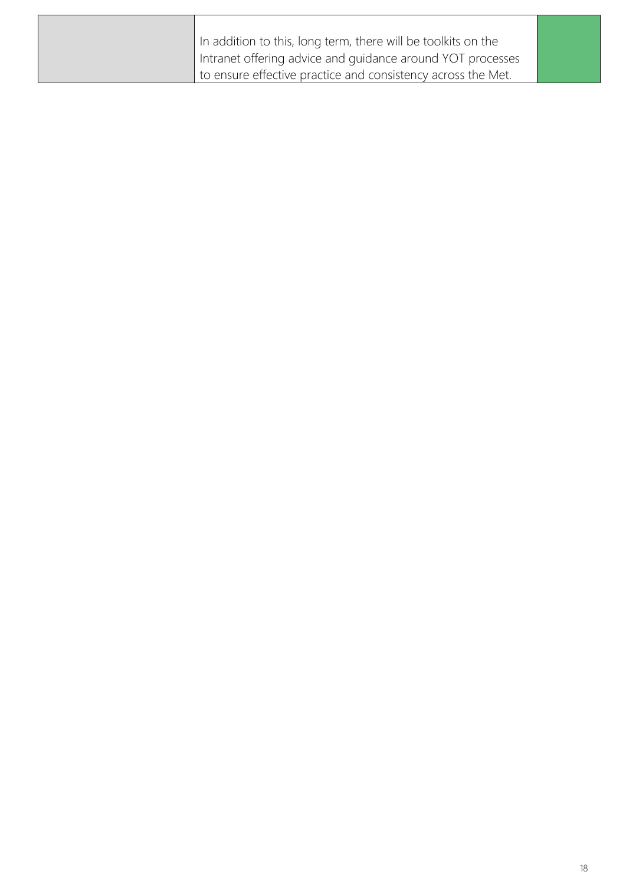| | | |
|---|---|---|
| | In addition to this, long term, there will be toolkits on the Intranet offering advice and guidance around YOT processes to ensure effective practice and consistency across the Met. | |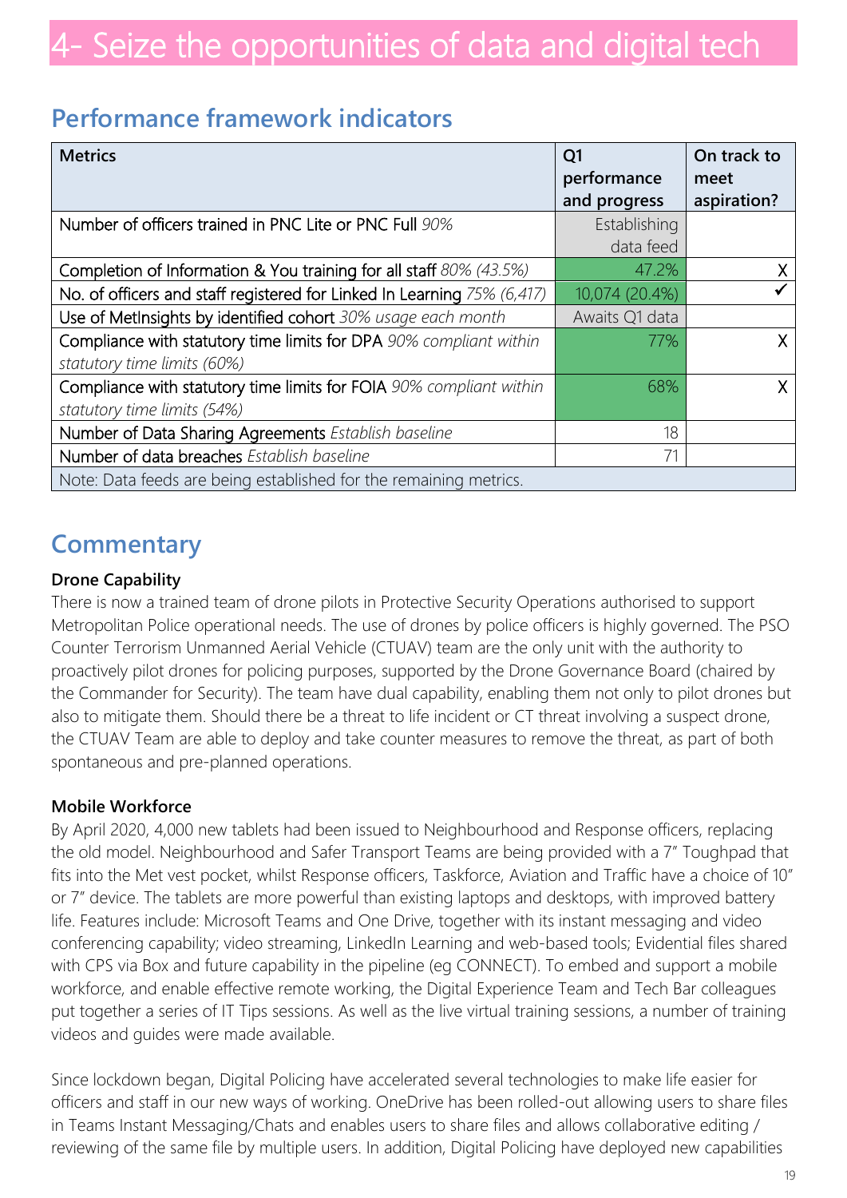# 4- Seize the opportunities of data and digital tech

## Performance framework indicators

| Metrics | Q1 performance and progress | On track to meet aspiration? |
|---|---|---|
| Number of officers trained in PNC Lite or PNC Full *90%* | Establishing data feed | |
| Completion of Information & You training for all staff *80% (43.5%)* | 47.2% | X |
| No. of officers and staff registered for Linked In Learning *75% (6,417)* | 10,074 (20.4%) | ✓ |
| Use of MetInsights by identified cohort *30% usage each month* | Awaits Q1 data | |
| Compliance with statutory time limits for DPA *90% compliant within statutory time limits (60%)* | 77% | X |
| Compliance with statutory time limits for FOIA *90% compliant within statutory time limits (54%)* | 68% | X |
| Number of Data Sharing Agreements *Establish baseline* | 18 | |
| Number of data breaches *Establish baseline* | 71 | |
| Note: Data feeds are being established for the remaining metrics. | | |

## Commentary

**Drone Capability**

There is now a trained team of drone pilots in Protective Security Operations authorised to support Metropolitan Police operational needs. The use of drones by police officers is highly governed. The PSO Counter Terrorism Unmanned Aerial Vehicle (CTUAV) team are the only unit with the authority to proactively pilot drones for policing purposes, supported by the Drone Governance Board (chaired by the Commander for Security). The team have dual capability, enabling them not only to pilot drones but also to mitigate them. Should there be a threat to life incident or CT threat involving a suspect drone, the CTUAV Team are able to deploy and take counter measures to remove the threat, as part of both spontaneous and pre-planned operations.

**Mobile Workforce**

By April 2020, 4,000 new tablets had been issued to Neighbourhood and Response officers, replacing the old model. Neighbourhood and Safer Transport Teams are being provided with a 7" Toughpad that fits into the Met vest pocket, whilst Response officers, Taskforce, Aviation and Traffic have a choice of 10" or 7" device. The tablets are more powerful than existing laptops and desktops, with improved battery life. Features include: Microsoft Teams and One Drive, together with its instant messaging and video conferencing capability; video streaming, LinkedIn Learning and web-based tools; Evidential files shared with CPS via Box and future capability in the pipeline (eg CONNECT). To embed and support a mobile workforce, and enable effective remote working, the Digital Experience Team and Tech Bar colleagues put together a series of IT Tips sessions. As well as the live virtual training sessions, a number of training videos and guides were made available.

Since lockdown began, Digital Policing have accelerated several technologies to make life easier for officers and staff in our new ways of working. OneDrive has been rolled-out allowing users to share files in Teams Instant Messaging/Chats and enables users to share files and allows collaborative editing / reviewing of the same file by multiple users. In addition, Digital Policing have deployed new capabilities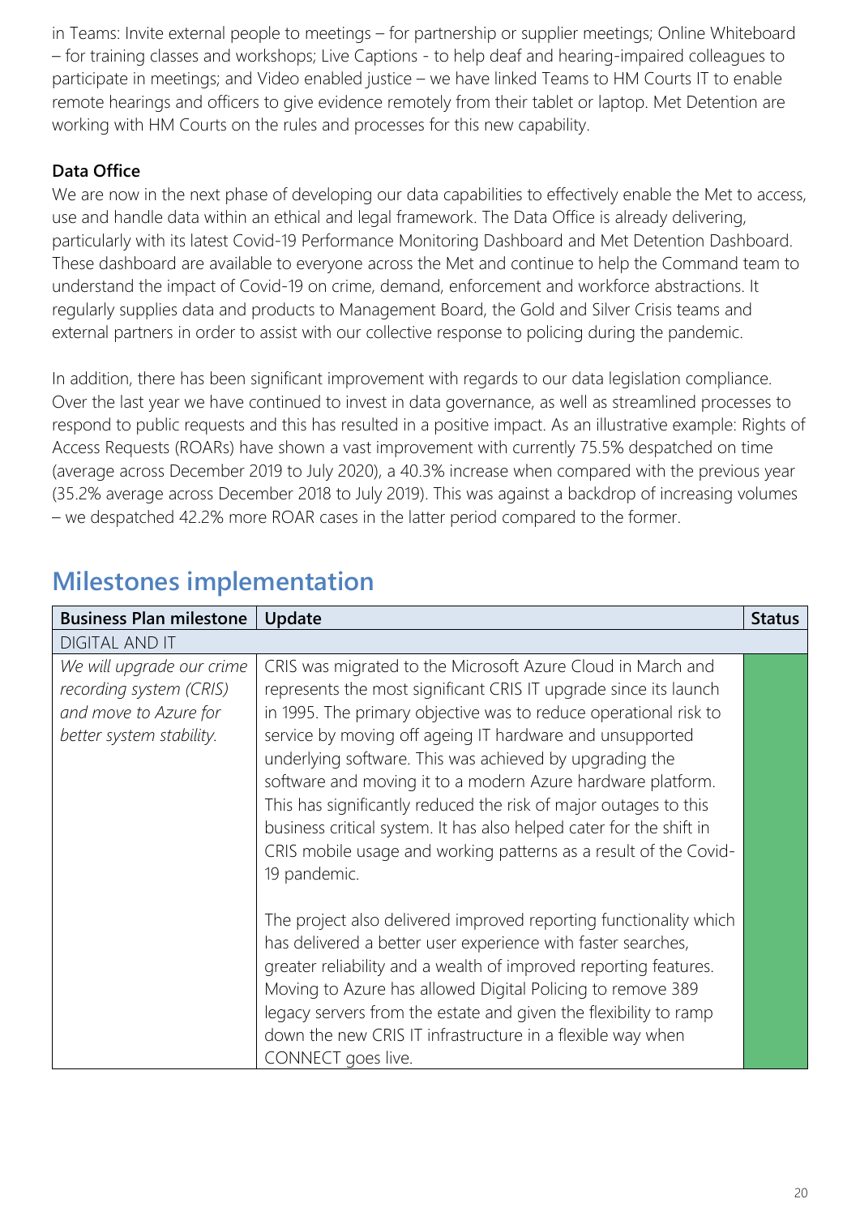in Teams: Invite external people to meetings – for partnership or supplier meetings; Online Whiteboard – for training classes and workshops; Live Captions - to help deaf and hearing-impaired colleagues to participate in meetings; and Video enabled justice – we have linked Teams to HM Courts IT to enable remote hearings and officers to give evidence remotely from their tablet or laptop. Met Detention are working with HM Courts on the rules and processes for this new capability.

**Data Office**

We are now in the next phase of developing our data capabilities to effectively enable the Met to access, use and handle data within an ethical and legal framework. The Data Office is already delivering, particularly with its latest Covid-19 Performance Monitoring Dashboard and Met Detention Dashboard. These dashboard are available to everyone across the Met and continue to help the Command team to understand the impact of Covid-19 on crime, demand, enforcement and workforce abstractions. It regularly supplies data and products to Management Board, the Gold and Silver Crisis teams and external partners in order to assist with our collective response to policing during the pandemic.

In addition, there has been significant improvement with regards to our data legislation compliance. Over the last year we have continued to invest in data governance, as well as streamlined processes to respond to public requests and this has resulted in a positive impact. As an illustrative example: Rights of Access Requests (ROARs) have shown a vast improvement with currently 75.5% despatched on time (average across December 2019 to July 2020), a 40.3% increase when compared with the previous year (35.2% average across December 2018 to July 2019). This was against a backdrop of increasing volumes – we despatched 42.2% more ROAR cases in the latter period compared to the former.

## Milestones implementation

| Business Plan milestone | Update | Status |
|---|---|---|
| DIGITAL AND IT | | |
| *We will upgrade our crime recording system (CRIS) and move to Azure for better system stability.* | CRIS was migrated to the Microsoft Azure Cloud in March and represents the most significant CRIS IT upgrade since its launch in 1995. The primary objective was to reduce operational risk to service by moving off ageing IT hardware and unsupported underlying software. This was achieved by upgrading the software and moving it to a modern Azure hardware platform. This has significantly reduced the risk of major outages to this business critical system. It has also helped cater for the shift in CRIS mobile usage and working patterns as a result of the Covid-19 pandemic.<br><br>The project also delivered improved reporting functionality which has delivered a better user experience with faster searches, greater reliability and a wealth of improved reporting features. Moving to Azure has allowed Digital Policing to remove 389 legacy servers from the estate and given the flexibility to ramp down the new CRIS IT infrastructure in a flexible way when CONNECT goes live. | |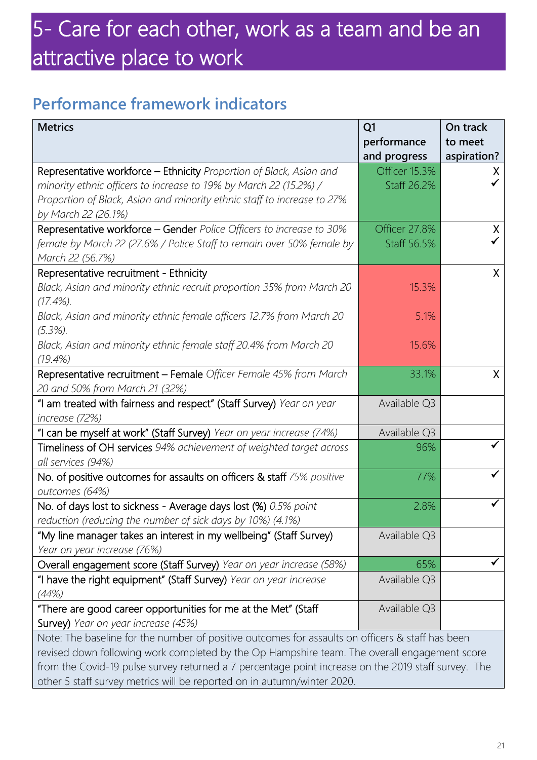# 5- Care for each other, work as a team and be an attractive place to work

## Performance framework indicators

| Metrics | Q1 performance and progress | On track to meet aspiration? |
|---|---|---|
| Representative workforce – Ethnicity *Proportion of Black, Asian and minority ethnic officers to increase to 19% by March 22 (15.2%) / Proportion of Black, Asian and minority ethnic staff to increase to 27% by March 22 (26.1%)* | Officer 15.3%<br>Staff 26.2% | X<br>✓ |
| Representative workforce – Gender *Police Officers to increase to 30% female by March 22 (27.6% / Police Staff to remain over 50% female by March 22 (56.7%)* | Officer 27.8%<br>Staff 56.5% | X<br>✓ |
| Representative recruitment - Ethnicity<br>*Black, Asian and minority ethnic recruit proportion 35% from March 20 (17.4%).*<br>*Black, Asian and minority ethnic female officers 12.7% from March 20 (5.3%).*<br>*Black, Asian and minority ethnic female staff 20.4% from March 20 (19.4%)* | 15.3%<br>5.1%<br>15.6% | X |
| Representative recruitment – Female *Officer Female 45% from March 20 and 50% from March 21 (32%)* | 33.1% | X |
| "I am treated with fairness and respect" (Staff Survey) *Year on year increase (72%)* | Available Q3 | |
| "I can be myself at work" (Staff Survey) *Year on year increase (74%)* | Available Q3 | |
| Timeliness of OH services *94% achievement of weighted target across all services (94%)* | 96% | ✓ |
| No. of positive outcomes for assaults on officers & staff *75% positive outcomes (64%)* | 77% | ✓ |
| No. of days lost to sickness - Average days lost (%) *0.5% point reduction (reducing the number of sick days by 10%) (4.1%)* | 2.8% | ✓ |
| "My line manager takes an interest in my wellbeing" (Staff Survey) *Year on year increase (76%)* | Available Q3 | |
| Overall engagement score (Staff Survey) *Year on year increase (58%)* | 65% | ✓ |
| "I have the right equipment" (Staff Survey) *Year on year increase (44%)* | Available Q3 | |
| "There are good career opportunities for me at the Met" (Staff Survey) *Year on year increase (45%)* | Available Q3 | |

Note: The baseline for the number of positive outcomes for assaults on officers & staff has been revised down following work completed by the Op Hampshire team. The overall engagement score from the Covid-19 pulse survey returned a 7 percentage point increase on the 2019 staff survey. The other 5 staff survey metrics will be reported on in autumn/winter 2020.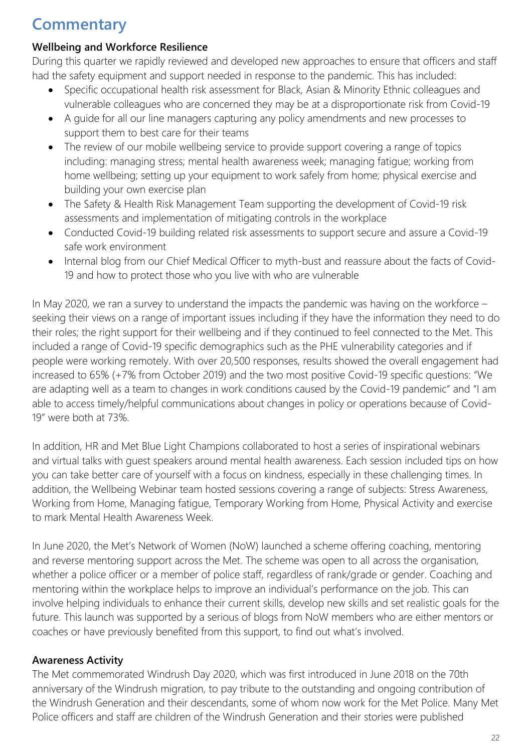# Commentary

**Wellbeing and Workforce Resilience**

During this quarter we rapidly reviewed and developed new approaches to ensure that officers and staff had the safety equipment and support needed in response to the pandemic. This has included:

- Specific occupational health risk assessment for Black, Asian & Minority Ethnic colleagues and vulnerable colleagues who are concerned they may be at a disproportionate risk from Covid-19
- A guide for all our line managers capturing any policy amendments and new processes to support them to best care for their teams
- The review of our mobile wellbeing service to provide support covering a range of topics including: managing stress; mental health awareness week; managing fatigue; working from home wellbeing; setting up your equipment to work safely from home; physical exercise and building your own exercise plan
- The Safety & Health Risk Management Team supporting the development of Covid-19 risk assessments and implementation of mitigating controls in the workplace
- Conducted Covid-19 building related risk assessments to support secure and assure a Covid-19 safe work environment
- Internal blog from our Chief Medical Officer to myth-bust and reassure about the facts of Covid-19 and how to protect those who you live with who are vulnerable

In May 2020, we ran a survey to understand the impacts the pandemic was having on the workforce – seeking their views on a range of important issues including if they have the information they need to do their roles; the right support for their wellbeing and if they continued to feel connected to the Met. This included a range of Covid-19 specific demographics such as the PHE vulnerability categories and if people were working remotely. With over 20,500 responses, results showed the overall engagement had increased to 65% (+7% from October 2019) and the two most positive Covid-19 specific questions: "We are adapting well as a team to changes in work conditions caused by the Covid-19 pandemic" and "I am able to access timely/helpful communications about changes in policy or operations because of Covid-19" were both at 73%.

In addition, HR and Met Blue Light Champions collaborated to host a series of inspirational webinars and virtual talks with guest speakers around mental health awareness. Each session included tips on how you can take better care of yourself with a focus on kindness, especially in these challenging times. In addition, the Wellbeing Webinar team hosted sessions covering a range of subjects: Stress Awareness, Working from Home, Managing fatigue, Temporary Working from Home, Physical Activity and exercise to mark Mental Health Awareness Week.

In June 2020, the Met's Network of Women (NoW) launched a scheme offering coaching, mentoring and reverse mentoring support across the Met. The scheme was open to all across the organisation, whether a police officer or a member of police staff, regardless of rank/grade or gender. Coaching and mentoring within the workplace helps to improve an individual's performance on the job. This can involve helping individuals to enhance their current skills, develop new skills and set realistic goals for the future. This launch was supported by a serious of blogs from NoW members who are either mentors or coaches or have previously benefited from this support, to find out what's involved.

**Awareness Activity**

The Met commemorated Windrush Day 2020, which was first introduced in June 2018 on the 70th anniversary of the Windrush migration, to pay tribute to the outstanding and ongoing contribution of the Windrush Generation and their descendants, some of whom now work for the Met Police. Many Met Police officers and staff are children of the Windrush Generation and their stories were published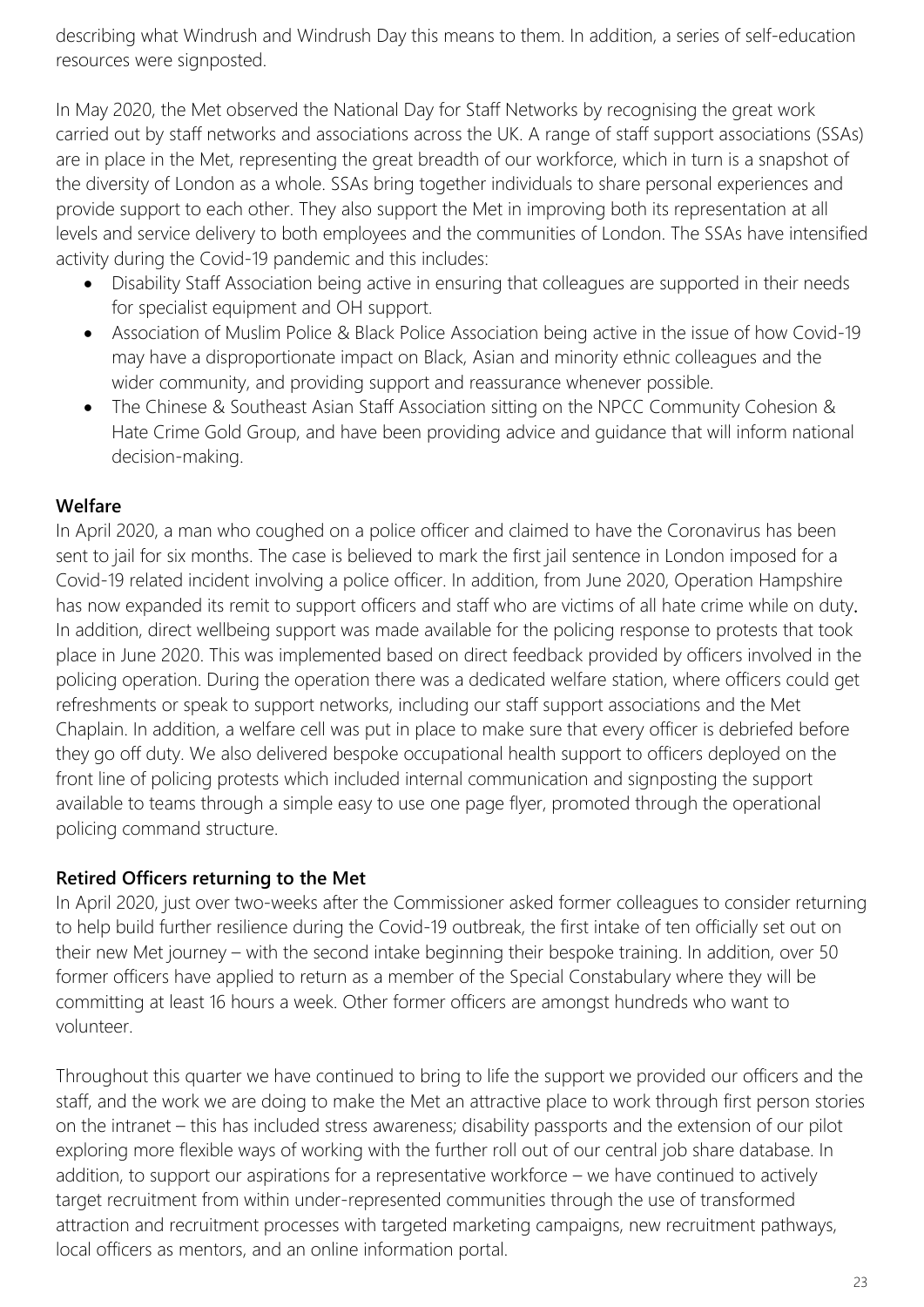describing what Windrush and Windrush Day this means to them. In addition, a series of self-education resources were signposted.

In May 2020, the Met observed the National Day for Staff Networks by recognising the great work carried out by staff networks and associations across the UK. A range of staff support associations (SSAs) are in place in the Met, representing the great breadth of our workforce, which in turn is a snapshot of the diversity of London as a whole. SSAs bring together individuals to share personal experiences and provide support to each other. They also support the Met in improving both its representation at all levels and service delivery to both employees and the communities of London. The SSAs have intensified activity during the Covid-19 pandemic and this includes:

- Disability Staff Association being active in ensuring that colleagues are supported in their needs for specialist equipment and OH support.
- Association of Muslim Police & Black Police Association being active in the issue of how Covid-19 may have a disproportionate impact on Black, Asian and minority ethnic colleagues and the wider community, and providing support and reassurance whenever possible.
- The Chinese & Southeast Asian Staff Association sitting on the NPCC Community Cohesion & Hate Crime Gold Group, and have been providing advice and guidance that will inform national decision-making.

**Welfare**

In April 2020, a man who coughed on a police officer and claimed to have the Coronavirus has been sent to jail for six months. The case is believed to mark the first jail sentence in London imposed for a Covid-19 related incident involving a police officer. In addition, from June 2020, Operation Hampshire has now expanded its remit to support officers and staff who are victims of all hate crime while on duty. In addition, direct wellbeing support was made available for the policing response to protests that took place in June 2020. This was implemented based on direct feedback provided by officers involved in the policing operation. During the operation there was a dedicated welfare station, where officers could get refreshments or speak to support networks, including our staff support associations and the Met Chaplain. In addition, a welfare cell was put in place to make sure that every officer is debriefed before they go off duty. We also delivered bespoke occupational health support to officers deployed on the front line of policing protests which included internal communication and signposting the support available to teams through a simple easy to use one page flyer, promoted through the operational policing command structure.

**Retired Officers returning to the Met**

In April 2020, just over two-weeks after the Commissioner asked former colleagues to consider returning to help build further resilience during the Covid-19 outbreak, the first intake of ten officially set out on their new Met journey – with the second intake beginning their bespoke training. In addition, over 50 former officers have applied to return as a member of the Special Constabulary where they will be committing at least 16 hours a week. Other former officers are amongst hundreds who want to volunteer.

Throughout this quarter we have continued to bring to life the support we provided our officers and the staff, and the work we are doing to make the Met an attractive place to work through first person stories on the intranet – this has included stress awareness; disability passports and the extension of our pilot exploring more flexible ways of working with the further roll out of our central job share database. In addition, to support our aspirations for a representative workforce – we have continued to actively target recruitment from within under-represented communities through the use of transformed attraction and recruitment processes with targeted marketing campaigns, new recruitment pathways, local officers as mentors, and an online information portal.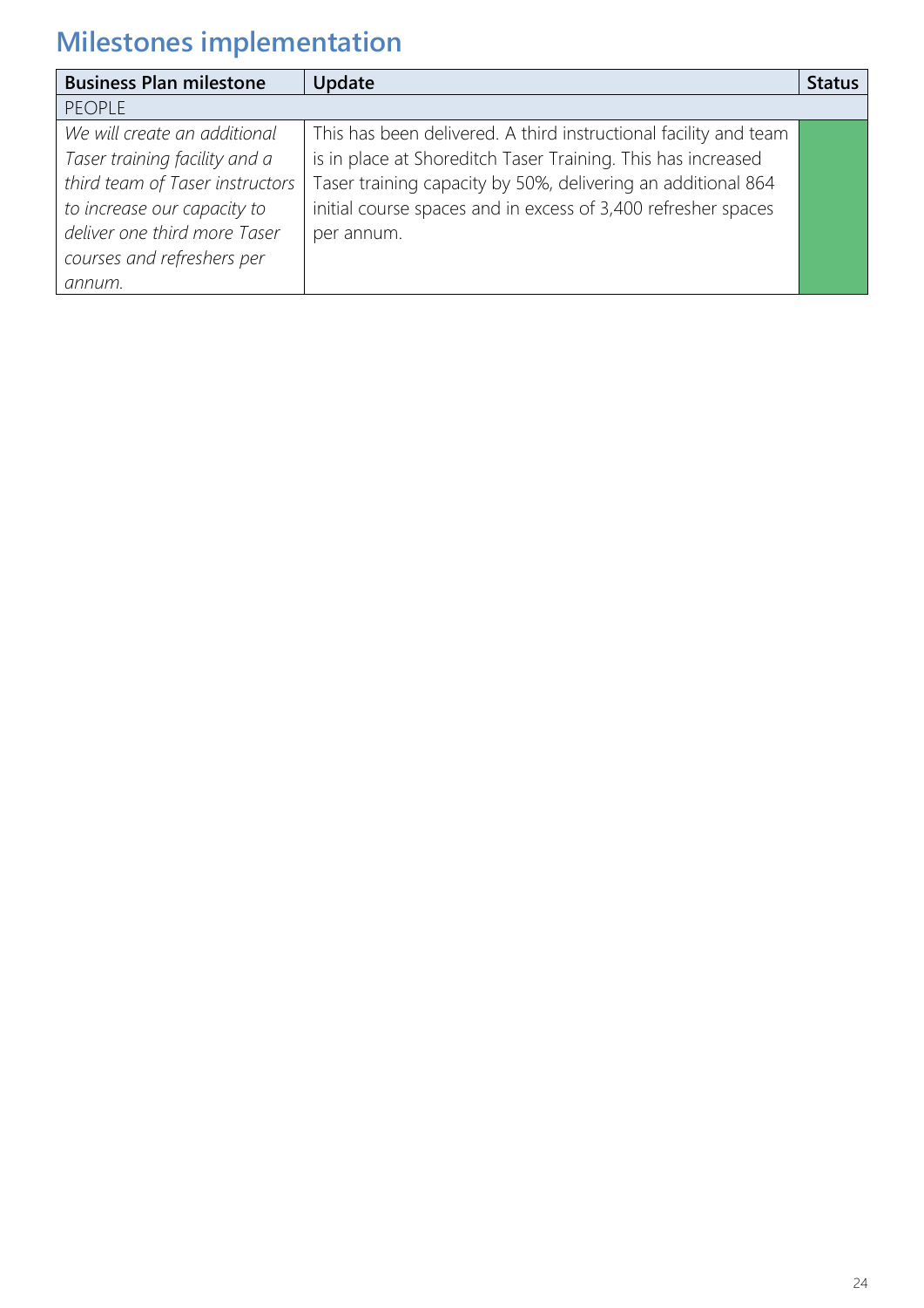## Milestones implementation

| Business Plan milestone | Update | Status |
|---|---|---|
| PEOPLE | | |
| *We will create an additional Taser training facility and a third team of Taser instructors to increase our capacity to deliver one third more Taser courses and refreshers per annum.* | This has been delivered. A third instructional facility and team is in place at Shoreditch Taser Training. This has increased Taser training capacity by 50%, delivering an additional 864 initial course spaces and in excess of 3,400 refresher spaces per annum. | |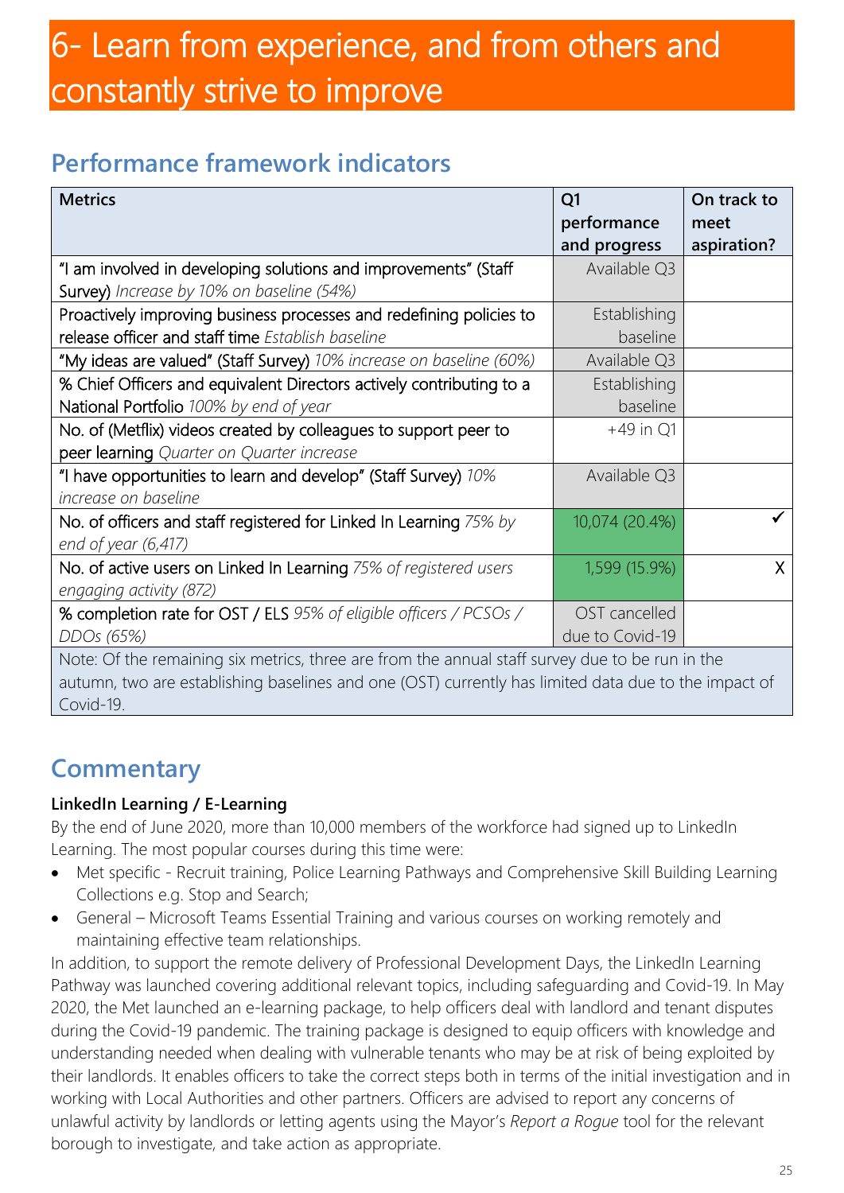# 6- Learn from experience, and from others and constantly strive to improve

## Performance framework indicators

| Metrics | Q1 performance and progress | On track to meet aspiration? |
|---|---|---|
| "I am involved in developing solutions and improvements" (Staff Survey) *Increase by 10% on baseline (54%)* | Available Q3 | |
| Proactively improving business processes and redefining policies to release officer and staff time *Establish baseline* | Establishing baseline | |
| "My ideas are valued" (Staff Survey) *10% increase on baseline (60%)* | Available Q3 | |
| % Chief Officers and equivalent Directors actively contributing to a National Portfolio *100% by end of year* | Establishing baseline | |
| No. of (Metflix) videos created by colleagues to support peer to peer learning *Quarter on Quarter increase* | +49 in Q1 | |
| "I have opportunities to learn and develop" (Staff Survey) *10% increase on baseline* | Available Q3 | |
| No. of officers and staff registered for Linked In Learning *75% by end of year (6,417)* | 10,074 (20.4%) | ✓ |
| No. of active users on Linked In Learning *75% of registered users engaging activity (872)* | 1,599 (15.9%) | X |
| % completion rate for OST / ELS *95% of eligible officers / PCSOs / DDOs (65%)* | OST cancelled due to Covid-19 | |
| Note: Of the remaining six metrics, three are from the annual staff survey due to be run in the autumn, two are establishing baselines and one (OST) currently has limited data due to the impact of Covid-19. | | |

## Commentary

**LinkedIn Learning / E-Learning**

By the end of June 2020, more than 10,000 members of the workforce had signed up to LinkedIn Learning. The most popular courses during this time were:

- Met specific - Recruit training, Police Learning Pathways and Comprehensive Skill Building Learning Collections e.g. Stop and Search;
- General – Microsoft Teams Essential Training and various courses on working remotely and maintaining effective team relationships.

In addition, to support the remote delivery of Professional Development Days, the LinkedIn Learning Pathway was launched covering additional relevant topics, including safeguarding and Covid-19. In May 2020, the Met launched an e-learning package, to help officers deal with landlord and tenant disputes during the Covid-19 pandemic. The training package is designed to equip officers with knowledge and understanding needed when dealing with vulnerable tenants who may be at risk of being exploited by their landlords. It enables officers to take the correct steps both in terms of the initial investigation and in working with Local Authorities and other partners. Officers are advised to report any concerns of unlawful activity by landlords or letting agents using the Mayor's *Report a Rogue* tool for the relevant borough to investigate, and take action as appropriate.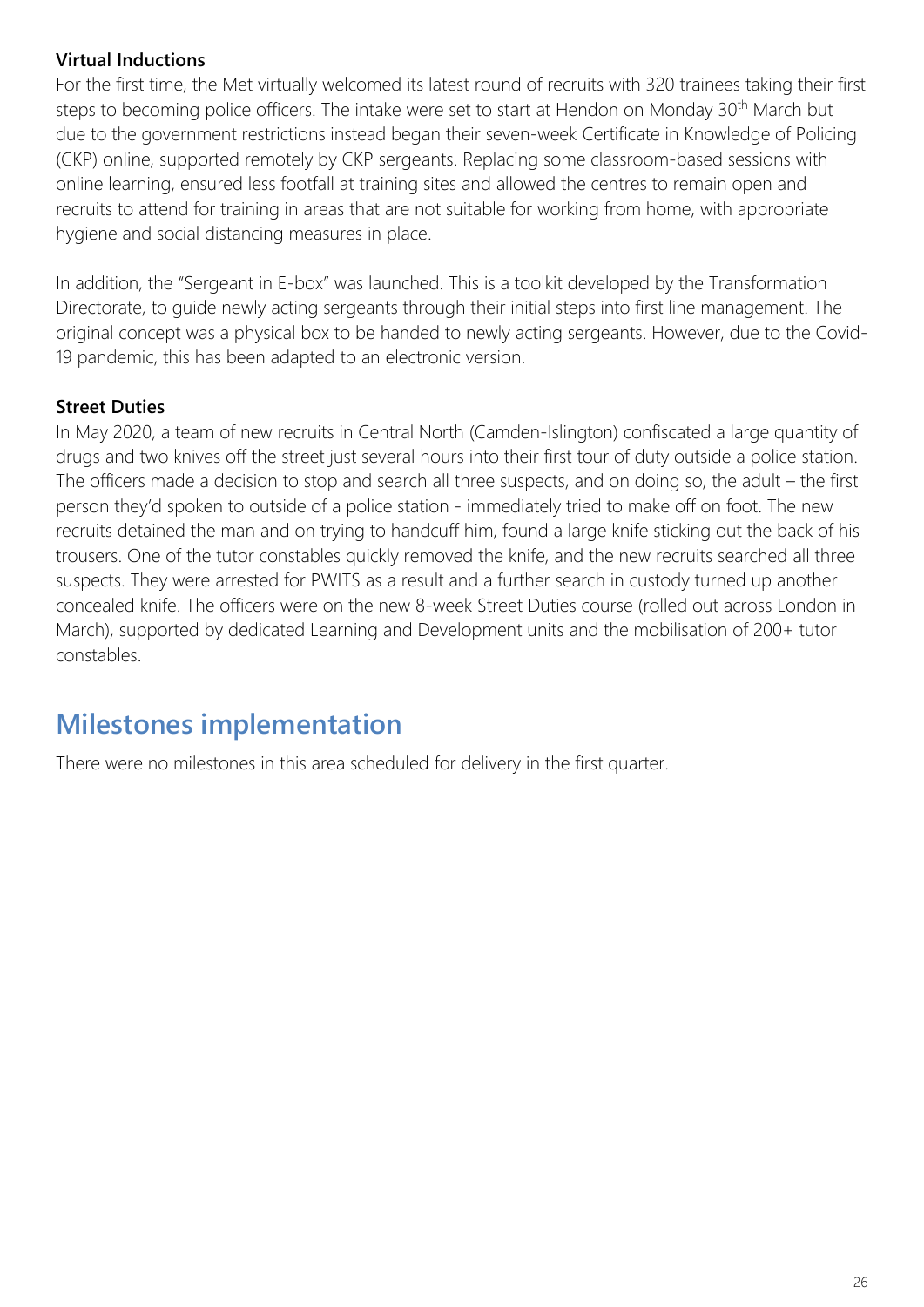**Virtual Inductions**

For the first time, the Met virtually welcomed its latest round of recruits with 320 trainees taking their first steps to becoming police officers. The intake were set to start at Hendon on Monday 30th March but due to the government restrictions instead began their seven-week Certificate in Knowledge of Policing (CKP) online, supported remotely by CKP sergeants. Replacing some classroom-based sessions with online learning, ensured less footfall at training sites and allowed the centres to remain open and recruits to attend for training in areas that are not suitable for working from home, with appropriate hygiene and social distancing measures in place.

In addition, the "Sergeant in E-box" was launched. This is a toolkit developed by the Transformation Directorate, to guide newly acting sergeants through their initial steps into first line management. The original concept was a physical box to be handed to newly acting sergeants. However, due to the Covid-19 pandemic, this has been adapted to an electronic version.

**Street Duties**

In May 2020, a team of new recruits in Central North (Camden-Islington) confiscated a large quantity of drugs and two knives off the street just several hours into their first tour of duty outside a police station. The officers made a decision to stop and search all three suspects, and on doing so, the adult – the first person they'd spoken to outside of a police station - immediately tried to make off on foot. The new recruits detained the man and on trying to handcuff him, found a large knife sticking out the back of his trousers. One of the tutor constables quickly removed the knife, and the new recruits searched all three suspects. They were arrested for PWITS as a result and a further search in custody turned up another concealed knife. The officers were on the new 8-week Street Duties course (rolled out across London in March), supported by dedicated Learning and Development units and the mobilisation of 200+ tutor constables.

## Milestones implementation

There were no milestones in this area scheduled for delivery in the first quarter.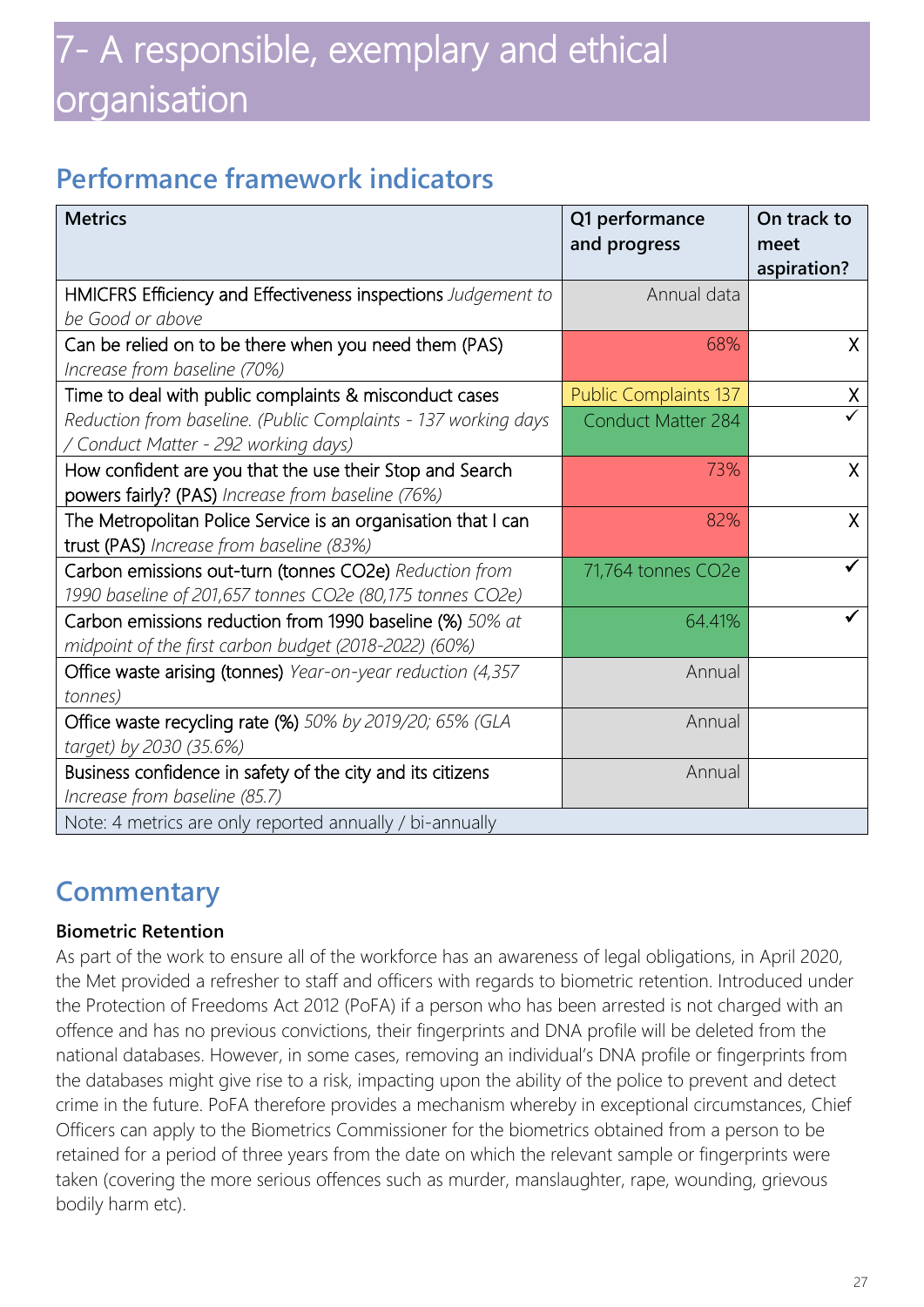# 7- A responsible, exemplary and ethical organisation

## Performance framework indicators

| Metrics | Q1 performance and progress | On track to meet aspiration? |
|---|---|---|
| HMICFRS Efficiency and Effectiveness inspections *Judgement to be Good or above* | Annual data | |
| Can be relied on to be there when you need them (PAS) *Increase from baseline (70%)* | 68% | X |
| Time to deal with public complaints & misconduct cases *Reduction from baseline. (Public Complaints - 137 working days / Conduct Matter - 292 working days)* | Public Complaints 137<br>Conduct Matter 284 | X<br>✓ |
| How confident are you that the use their Stop and Search powers fairly? (PAS) *Increase from baseline (76%)* | 73% | X |
| The Metropolitan Police Service is an organisation that I can trust (PAS) *Increase from baseline (83%)* | 82% | X |
| Carbon emissions out-turn (tonnes CO2e) *Reduction from 1990 baseline of 201,657 tonnes CO2e (80,175 tonnes CO2e)* | 71,764 tonnes CO2e | ✓ |
| Carbon emissions reduction from 1990 baseline (%) *50% at midpoint of the first carbon budget (2018-2022) (60%)* | 64.41% | ✓ |
| Office waste arising (tonnes) *Year-on-year reduction (4,357 tonnes)* | Annual | |
| Office waste recycling rate (%) *50% by 2019/20; 65% (GLA target) by 2030 (35.6%)* | Annual | |
| Business confidence in safety of the city and its citizens *Increase from baseline (85.7)* | Annual | |
| Note: 4 metrics are only reported annually / bi-annually | | |

## Commentary

### Biometric Retention

As part of the work to ensure all of the workforce has an awareness of legal obligations, in April 2020, the Met provided a refresher to staff and officers with regards to biometric retention. Introduced under the Protection of Freedoms Act 2012 (PoFA) if a person who has been arrested is not charged with an offence and has no previous convictions, their fingerprints and DNA profile will be deleted from the national databases. However, in some cases, removing an individual's DNA profile or fingerprints from the databases might give rise to a risk, impacting upon the ability of the police to prevent and detect crime in the future. PoFA therefore provides a mechanism whereby in exceptional circumstances, Chief Officers can apply to the Biometrics Commissioner for the biometrics obtained from a person to be retained for a period of three years from the date on which the relevant sample or fingerprints were taken (covering the more serious offences such as murder, manslaughter, rape, wounding, grievous bodily harm etc).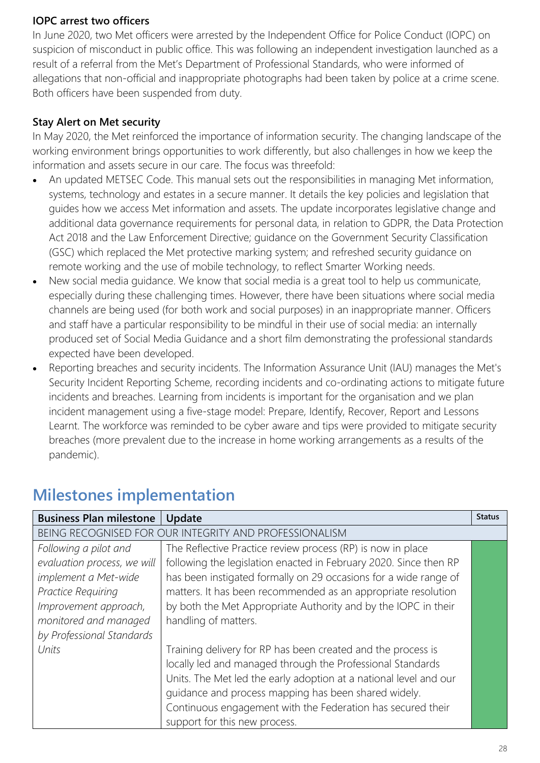### IOPC arrest two officers

In June 2020, two Met officers were arrested by the Independent Office for Police Conduct (IOPC) on suspicion of misconduct in public office. This was following an independent investigation launched as a result of a referral from the Met's Department of Professional Standards, who were informed of allegations that non-official and inappropriate photographs had been taken by police at a crime scene. Both officers have been suspended from duty.

### Stay Alert on Met security

In May 2020, the Met reinforced the importance of information security. The changing landscape of the working environment brings opportunities to work differently, but also challenges in how we keep the information and assets secure in our care. The focus was threefold:

- An updated METSEC Code. This manual sets out the responsibilities in managing Met information, systems, technology and estates in a secure manner. It details the key policies and legislation that guides how we access Met information and assets. The update incorporates legislative change and additional data governance requirements for personal data, in relation to GDPR, the Data Protection Act 2018 and the Law Enforcement Directive; guidance on the Government Security Classification (GSC) which replaced the Met protective marking system; and refreshed security guidance on remote working and the use of mobile technology, to reflect Smarter Working needs.
- New social media guidance. We know that social media is a great tool to help us communicate, especially during these challenging times. However, there have been situations where social media channels are being used (for both work and social purposes) in an inappropriate manner. Officers and staff have a particular responsibility to be mindful in their use of social media: an internally produced set of Social Media Guidance and a short film demonstrating the professional standards expected have been developed.
- Reporting breaches and security incidents. The Information Assurance Unit (IAU) manages the Met's Security Incident Reporting Scheme, recording incidents and co-ordinating actions to mitigate future incidents and breaches. Learning from incidents is important for the organisation and we plan incident management using a five-stage model: Prepare, Identify, Recover, Report and Lessons Learnt. The workforce was reminded to be cyber aware and tips were provided to mitigate security breaches (more prevalent due to the increase in home working arrangements as a results of the pandemic).

## Milestones implementation

| Business Plan milestone | Update | Status |
|---|---|---|
| BEING RECOGNISED FOR OUR INTEGRITY AND PROFESSIONALISM | | |
| *Following a pilot and evaluation process, we will implement a Met-wide Practice Requiring Improvement approach, monitored and managed by Professional Standards Units* | The Reflective Practice review process (RP) is now in place following the legislation enacted in February 2020. Since then RP has been instigated formally on 29 occasions for a wide range of matters. It has been recommended as an appropriate resolution by both the Met Appropriate Authority and by the IOPC in their handling of matters.<br><br>Training delivery for RP has been created and the process is locally led and managed through the Professional Standards Units. The Met led the early adoption at a national level and our guidance and process mapping has been shared widely. Continuous engagement with the Federation has secured their support for this new process. | Green |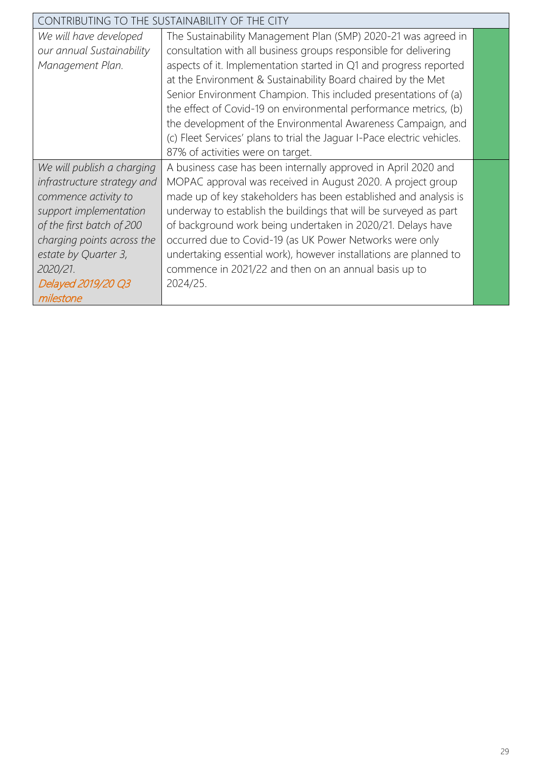| CONTRIBUTING TO THE SUSTAINABILITY OF THE CITY | | |
|---|---|---|
| *We will have developed our annual Sustainability Management Plan.* | The Sustainability Management Plan (SMP) 2020-21 was agreed in consultation with all business groups responsible for delivering aspects of it. Implementation started in Q1 and progress reported at the Environment & Sustainability Board chaired by the Met Senior Environment Champion. This included presentations of (a) the effect of Covid-19 on environmental performance metrics, (b) the development of the Environmental Awareness Campaign, and (c) Fleet Services' plans to trial the Jaguar I-Pace electric vehicles. 87% of activities were on target. | |
| *We will publish a charging infrastructure strategy and commence activity to support implementation of the first batch of 200 charging points across the estate by Quarter 3, 2020/21.* *Delayed 2019/20 Q3 milestone* | A business case has been internally approved in April 2020 and MOPAC approval was received in August 2020. A project group made up of key stakeholders has been established and analysis is underway to establish the buildings that will be surveyed as part of background work being undertaken in 2020/21. Delays have occurred due to Covid-19 (as UK Power Networks were only undertaking essential work), however installations are planned to commence in 2021/22 and then on an annual basis up to 2024/25. | |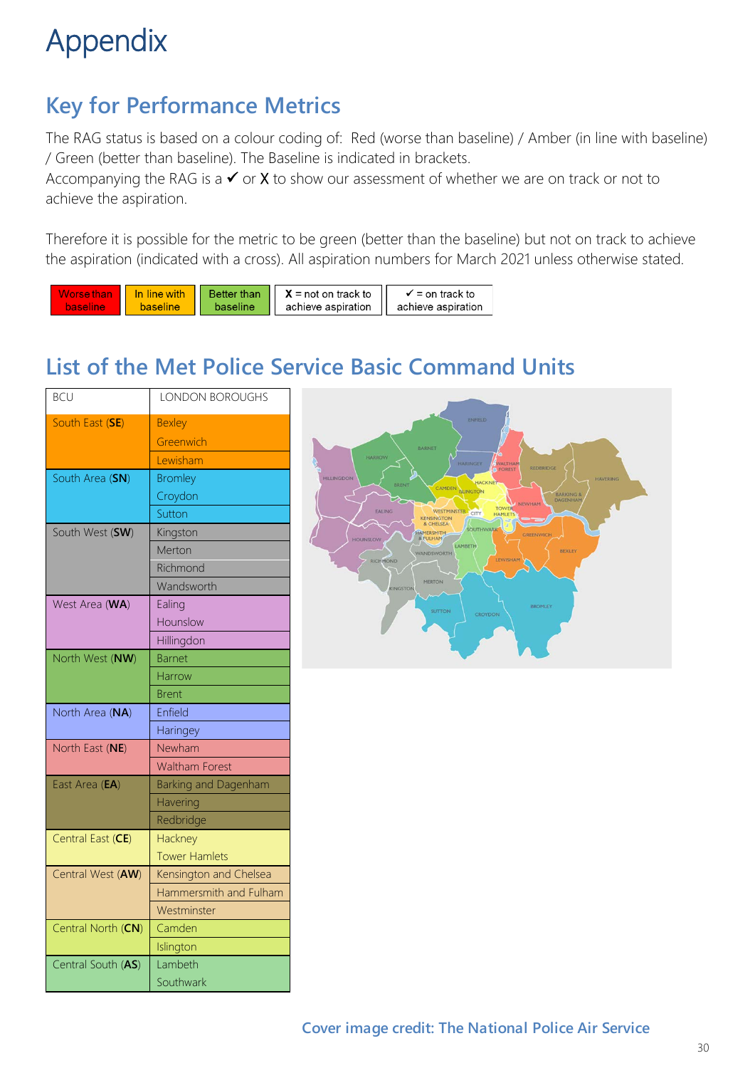# Appendix

## Key for Performance Metrics

The RAG status is based on a colour coding of: Red (worse than baseline) / Amber (in line with baseline) / Green (better than baseline). The Baseline is indicated in brackets.
Accompanying the RAG is a ✔ or X to show our assessment of whether we are on track or not to achieve the aspiration.

Therefore it is possible for the metric to be green (better than the baseline) but not on track to achieve the aspiration (indicated with a cross). All aspiration numbers for March 2021 unless otherwise stated.

| | | | | |
|---|---|---|---|---|
| Worse than baseline | In line with baseline | Better than baseline | **X** = not on track to achieve aspiration | ✔ = on track to achieve aspiration |

## List of the Met Police Service Basic Command Units

| BCU | LONDON BOROUGHS |
|---|---|
| South East (**SE**) | Bexley |
| | Greenwich |
| | Lewisham |
| South Area (**SN**) | Bromley |
| | Croydon |
| | Sutton |
| South West (**SW**) | Kingston |
| | Merton |
| | Richmond |
| | Wandsworth |
| West Area (**WA**) | Ealing |
| | Hounslow |
| | Hillingdon |
| North West (**NW**) | Barnet |
| | Harrow |
| | Brent |
| North Area (**NA**) | Enfield |
| | Haringey |
| North East (**NE**) | Newham |
| | Waltham Forest |
| East Area (**EA**) | Barking and Dagenham |
| | Havering |
| | Redbridge |
| Central East (**CE**) | Hackney |
| | Tower Hamlets |
| Central West (**AW**) | Kensington and Chelsea |
| | Hammersmith and Fulham |
| | Westminster |
| Central North (**CN**) | Camden |
| | Islington |
| Central South (**AS**) | Lambeth |
| | Southwark |

ENFIELD
BARNET
HARROW
HARINGEY
WALTHAM FOREST
REDBRIDGE
HAVERING
HILLINGDON
BRENT
CAMDEN
ISLINGTON
HACKNEY
BARKING & DAGENHAM
NEWHAM
EALING
WESTMINSTER
CITY
TOWER HAMLETS
KENSINGTON & CHELSEA
HAMERSMITH & FULHAM
SOUTHWARK
GREENWICH
HOUNSLOW
LAMBETH
WANDSWORTH
BEXLEY
RICHMOND
LEWISHAM
MERTON
KINGSTON
SUTTON
CROYDON
BROMLEY

Cover image credit: The National Police Air Service